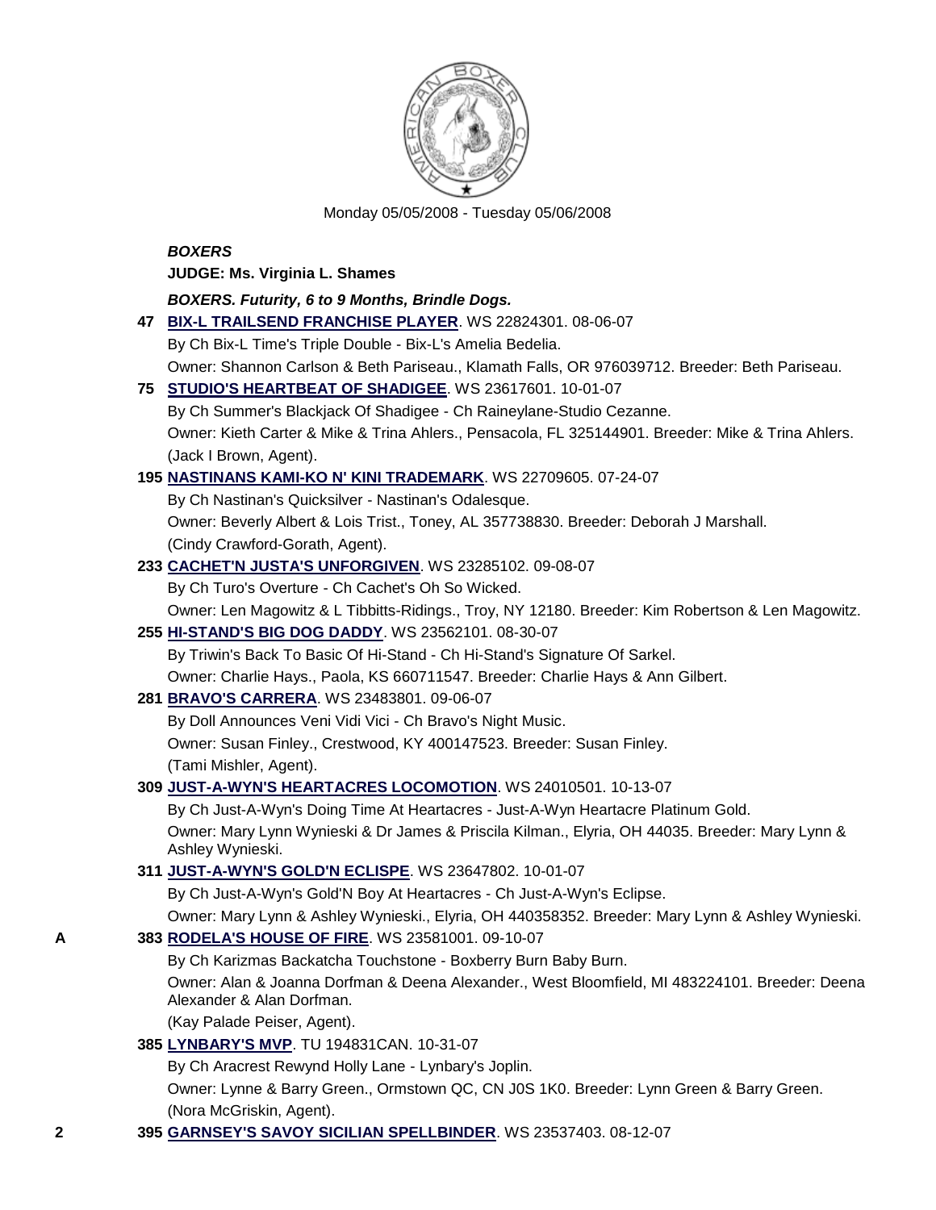Monday 05/05/2008 - Tuesday 05/06/2008

***BOXERS***

**JUDGE: Ms. Virginia L. Shames**

***BOXERS. Futurity, 6 to 9 Months, Brindle Dogs.***

**47** **BIX-L TRAILSEND FRANCHISE PLAYER**. WS 22824301. 08-06-07
By Ch Bix-L Time's Triple Double - Bix-L's Amelia Bedelia.
Owner: Shannon Carlson & Beth Pariseau., Klamath Falls, OR 976039712. Breeder: Beth Pariseau.

**75** **STUDIO'S HEARTBEAT OF SHADIGEE**. WS 23617601. 10-01-07
By Ch Summer's Blackjack Of Shadigee - Ch Raineylane-Studio Cezanne.
Owner: Kieth Carter & Mike & Trina Ahlers., Pensacola, FL 325144901. Breeder: Mike & Trina Ahlers.
(Jack I Brown, Agent).

**195** **NASTINANS KAMI-KO N' KINI TRADEMARK**. WS 22709605. 07-24-07
By Ch Nastinan's Quicksilver - Nastinan's Odalesque.
Owner: Beverly Albert & Lois Trist., Toney, AL 357738830. Breeder: Deborah J Marshall.
(Cindy Crawford-Gorath, Agent).

**233** **CACHET'N JUSTA'S UNFORGIVEN**. WS 23285102. 09-08-07
By Ch Turo's Overture - Ch Cachet's Oh So Wicked.
Owner: Len Magowitz & L Tibbitts-Ridings., Troy, NY 12180. Breeder: Kim Robertson & Len Magowitz.

**255** **HI-STAND'S BIG DOG DADDY**. WS 23562101. 08-30-07
By Triwin's Back To Basic Of Hi-Stand - Ch Hi-Stand's Signature Of Sarkel.
Owner: Charlie Hays., Paola, KS 660711547. Breeder: Charlie Hays & Ann Gilbert.

**281** **BRAVO'S CARRERA**. WS 23483801. 09-06-07
By Doll Announces Veni Vidi Vici - Ch Bravo's Night Music.
Owner: Susan Finley., Crestwood, KY 400147523. Breeder: Susan Finley.
(Tami Mishler, Agent).

**309** **JUST-A-WYN'S HEARTACRES LOCOMOTION**. WS 24010501. 10-13-07
By Ch Just-A-Wyn's Doing Time At Heartacres - Just-A-Wyn Heartacre Platinum Gold.
Owner: Mary Lynn Wynieski & Dr James & Priscila Kilman., Elyria, OH 44035. Breeder: Mary Lynn & Ashley Wynieski.

**311** **JUST-A-WYN'S GOLD'N ECLISPE**. WS 23647802. 10-01-07
By Ch Just-A-Wyn's Gold'N Boy At Heartacres - Ch Just-A-Wyn's Eclipse.
Owner: Mary Lynn & Ashley Wynieski., Elyria, OH 440358352. Breeder: Mary Lynn & Ashley Wynieski.

A **383** **RODELA'S HOUSE OF FIRE**. WS 23581001. 09-10-07
By Ch Karizmas Backatcha Touchstone - Boxberry Burn Baby Burn.
Owner: Alan & Joanna Dorfman & Deena Alexander., West Bloomfield, MI 483224101. Breeder: Deena Alexander & Alan Dorfman.
(Kay Palade Peiser, Agent).

**385** **LYNBARY'S MVP**. TU 194831CAN. 10-31-07
By Ch Aracrest Rewynd Holly Lane - Lynbary's Joplin.
Owner: Lynne & Barry Green., Ormstown QC, CN J0S 1K0. Breeder: Lynn Green & Barry Green.
(Nora McGriskin, Agent).

2 **395** **GARNSEY'S SAVOY SICILIAN SPELLBINDER**. WS 23537403. 08-12-07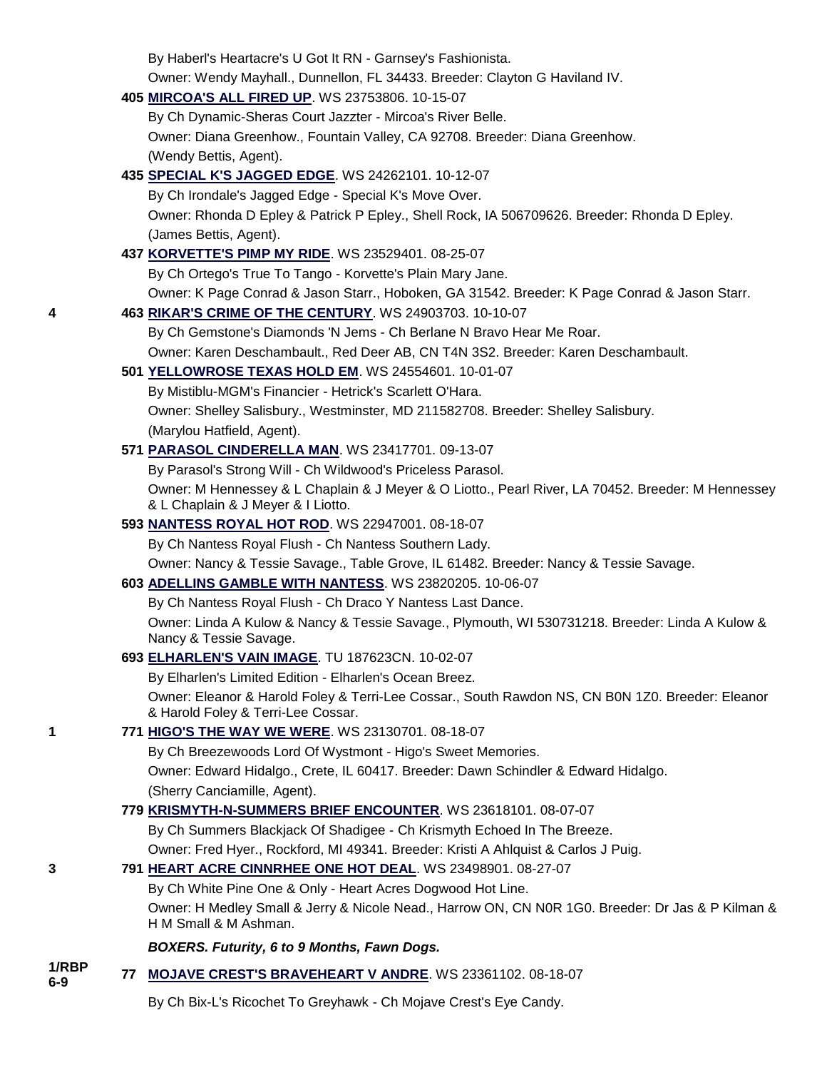By Haberl's Heartacre's U Got It RN - Garnsey's Fashionista.
Owner: Wendy Mayhall., Dunnellon, FL 34433. Breeder: Clayton G Haviland IV.

405 **MIRCOA'S ALL FIRED UP**. WS 23753806. 10-15-07
By Ch Dynamic-Sheras Court Jazzter - Mircoa's River Belle.
Owner: Diana Greenhow., Fountain Valley, CA 92708. Breeder: Diana Greenhow.
(Wendy Bettis, Agent).

435 **SPECIAL K'S JAGGED EDGE**. WS 24262101. 10-12-07
By Ch Irondale's Jagged Edge - Special K's Move Over.
Owner: Rhonda D Epley & Patrick P Epley., Shell Rock, IA 506709626. Breeder: Rhonda D Epley.
(James Bettis, Agent).

437 **KORVETTE'S PIMP MY RIDE**. WS 23529401. 08-25-07
By Ch Ortego's True To Tango - Korvette's Plain Mary Jane.
Owner: K Page Conrad & Jason Starr., Hoboken, GA 31542. Breeder: K Page Conrad & Jason Starr.

4 — 463 **RIKAR'S CRIME OF THE CENTURY**. WS 24903703. 10-10-07
By Ch Gemstone's Diamonds 'N Jems - Ch Berlane N Bravo Hear Me Roar.
Owner: Karen Deschambault., Red Deer AB, CN T4N 3S2. Breeder: Karen Deschambault.

501 **YELLOWROSE TEXAS HOLD EM**. WS 24554601. 10-01-07
By Mistiblu-MGM's Financier - Hetrick's Scarlett O'Hara.
Owner: Shelley Salisbury., Westminster, MD 211582708. Breeder: Shelley Salisbury.
(Marylou Hatfield, Agent).

571 **PARASOL CINDERELLA MAN**. WS 23417701. 09-13-07
By Parasol's Strong Will - Ch Wildwood's Priceless Parasol.
Owner: M Hennessey & L Chaplain & J Meyer & O Liotto., Pearl River, LA 70452. Breeder: M Hennessey & L Chaplain & J Meyer & I Liotto.

593 **NANTESS ROYAL HOT ROD**. WS 22947001. 08-18-07
By Ch Nantess Royal Flush - Ch Nantess Southern Lady.
Owner: Nancy & Tessie Savage., Table Grove, IL 61482. Breeder: Nancy & Tessie Savage.

603 **ADELLINS GAMBLE WITH NANTESS**. WS 23820205. 10-06-07
By Ch Nantess Royal Flush - Ch Draco Y Nantess Last Dance.
Owner: Linda A Kulow & Nancy & Tessie Savage., Plymouth, WI 530731218. Breeder: Linda A Kulow & Nancy & Tessie Savage.

693 **ELHARLEN'S VAIN IMAGE**. TU 187623CN. 10-02-07
By Elharlen's Limited Edition - Elharlen's Ocean Breez.
Owner: Eleanor & Harold Foley & Terri-Lee Cossar., South Rawdon NS, CN B0N 1Z0. Breeder: Eleanor & Harold Foley & Terri-Lee Cossar.

1 — 771 **HIGO'S THE WAY WE WERE**. WS 23130701. 08-18-07
By Ch Breezewoods Lord Of Wystmont - Higo's Sweet Memories.
Owner: Edward Hidalgo., Crete, IL 60417. Breeder: Dawn Schindler & Edward Hidalgo.
(Sherry Canciamille, Agent).

779 **KRISMYTH-N-SUMMERS BRIEF ENCOUNTER**. WS 23618101. 08-07-07
By Ch Summers Blackjack Of Shadigee - Ch Krismyth Echoed In The Breeze.
Owner: Fred Hyer., Rockford, MI 49341. Breeder: Kristi A Ahlquist & Carlos J Puig.

3 — 791 **HEART ACRE CINNRHEE ONE HOT DEAL**. WS 23498901. 08-27-07
By Ch White Pine One & Only - Heart Acres Dogwood Hot Line.
Owner: H Medley Small & Jerry & Nicole Nead., Harrow ON, CN N0R 1G0. Breeder: Dr Jas & P Kilman & H M Small & M Ashman.

***BOXERS. Futurity, 6 to 9 Months, Fawn Dogs.***

1/RBP 6-9 — 77 **MOJAVE CREST'S BRAVEHEART V ANDRE**. WS 23361102. 08-18-07
By Ch Bix-L's Ricochet To Greyhawk - Ch Mojave Crest's Eye Candy.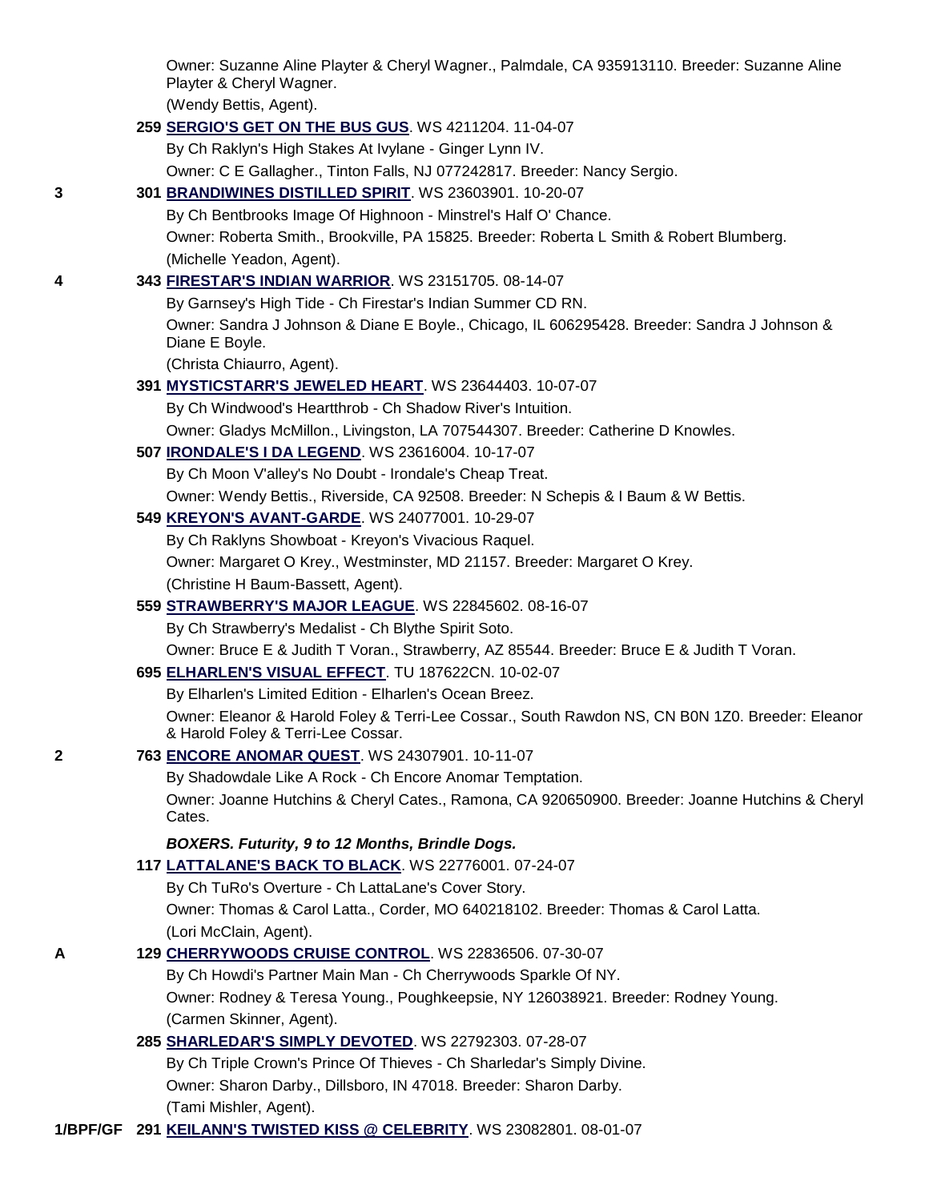Owner: Suzanne Aline Playter & Cheryl Wagner., Palmdale, CA 935913110. Breeder: Suzanne Aline Playter & Cheryl Wagner.
(Wendy Bettis, Agent).

259 **SERGIO'S GET ON THE BUS GUS**. WS 4211204. 11-04-07
By Ch Raklyn's High Stakes At Ivylane - Ginger Lynn IV.
Owner: C E Gallagher., Tinton Falls, NJ 077242817. Breeder: Nancy Sergio.

**3** 301 **BRANDIWINES DISTILLED SPIRIT**. WS 23603901. 10-20-07
By Ch Bentbrooks Image Of Highnoon - Minstrel's Half O' Chance.
Owner: Roberta Smith., Brookville, PA 15825. Breeder: Roberta L Smith & Robert Blumberg.
(Michelle Yeadon, Agent).

**4** 343 **FIRESTAR'S INDIAN WARRIOR**. WS 23151705. 08-14-07
By Garnsey's High Tide - Ch Firestar's Indian Summer CD RN.
Owner: Sandra J Johnson & Diane E Boyle., Chicago, IL 606295428. Breeder: Sandra J Johnson & Diane E Boyle.
(Christa Chiaurro, Agent).

391 **MYSTICSTARR'S JEWELED HEART**. WS 23644403. 10-07-07
By Ch Windwood's Heartthrob - Ch Shadow River's Intuition.
Owner: Gladys McMillon., Livingston, LA 707544307. Breeder: Catherine D Knowles.

507 **IRONDALE'S I DA LEGEND**. WS 23616004. 10-17-07
By Ch Moon V'alley's No Doubt - Irondale's Cheap Treat.
Owner: Wendy Bettis., Riverside, CA 92508. Breeder: N Schepis & I Baum & W Bettis.

549 **KREYON'S AVANT-GARDE**. WS 24077001. 10-29-07
By Ch Raklyns Showboat - Kreyon's Vivacious Raquel.
Owner: Margaret O Krey., Westminster, MD 21157. Breeder: Margaret O Krey.
(Christine H Baum-Bassett, Agent).

559 **STRAWBERRY'S MAJOR LEAGUE**. WS 22845602. 08-16-07
By Ch Strawberry's Medalist - Ch Blythe Spirit Soto.
Owner: Bruce E & Judith T Voran., Strawberry, AZ 85544. Breeder: Bruce E & Judith T Voran.

695 **ELHARLEN'S VISUAL EFFECT**. TU 187622CN. 10-02-07
By Elharlen's Limited Edition - Elharlen's Ocean Breez.
Owner: Eleanor & Harold Foley & Terri-Lee Cossar., South Rawdon NS, CN B0N 1Z0. Breeder: Eleanor & Harold Foley & Terri-Lee Cossar.

**2** 763 **ENCORE ANOMAR QUEST**. WS 24307901. 10-11-07
By Shadowdale Like A Rock - Ch Encore Anomar Temptation.
Owner: Joanne Hutchins & Cheryl Cates., Ramona, CA 920650900. Breeder: Joanne Hutchins & Cheryl Cates.

***BOXERS. Futurity, 9 to 12 Months, Brindle Dogs.***

117 **LATTALANE'S BACK TO BLACK**. WS 22776001. 07-24-07
By Ch TuRo's Overture - Ch LattaLane's Cover Story.
Owner: Thomas & Carol Latta., Corder, MO 640218102. Breeder: Thomas & Carol Latta.
(Lori McClain, Agent).

**A** 129 **CHERRYWOODS CRUISE CONTROL**. WS 22836506. 07-30-07
By Ch Howdi's Partner Main Man - Ch Cherrywoods Sparkle Of NY.
Owner: Rodney & Teresa Young., Poughkeepsie, NY 126038921. Breeder: Rodney Young.
(Carmen Skinner, Agent).

285 **SHARLEDAR'S SIMPLY DEVOTED**. WS 22792303. 07-28-07
By Ch Triple Crown's Prince Of Thieves - Ch Sharledar's Simply Divine.
Owner: Sharon Darby., Dillsboro, IN 47018. Breeder: Sharon Darby.
(Tami Mishler, Agent).

**1/BPF/GF** 291 **KEILANN'S TWISTED KISS @ CELEBRITY**. WS 23082801. 08-01-07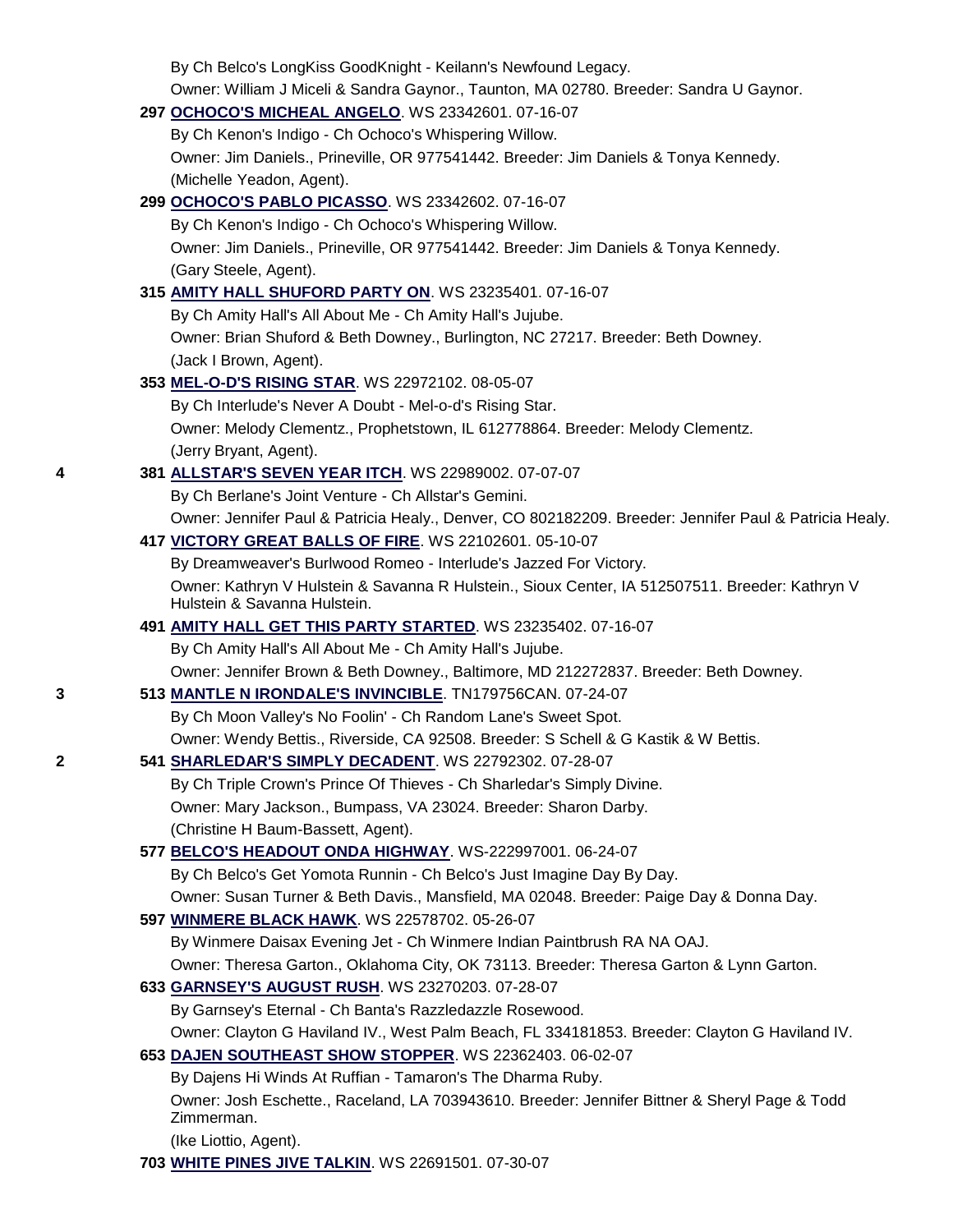By Ch Belco's LongKiss GoodKnight - Keilann's Newfound Legacy.
Owner: William J Miceli & Sandra Gaynor., Taunton, MA 02780. Breeder: Sandra U Gaynor.

**297 OCHOCO'S MICHEAL ANGELO**. WS 23342601. 07-16-07
By Ch Kenon's Indigo - Ch Ochoco's Whispering Willow.
Owner: Jim Daniels., Prineville, OR 977541442. Breeder: Jim Daniels & Tonya Kennedy.
(Michelle Yeadon, Agent).

**299 OCHOCO'S PABLO PICASSO**. WS 23342602. 07-16-07
By Ch Kenon's Indigo - Ch Ochoco's Whispering Willow.
Owner: Jim Daniels., Prineville, OR 977541442. Breeder: Jim Daniels & Tonya Kennedy.
(Gary Steele, Agent).

**315 AMITY HALL SHUFORD PARTY ON**. WS 23235401. 07-16-07
By Ch Amity Hall's All About Me - Ch Amity Hall's Jujube.
Owner: Brian Shuford & Beth Downey., Burlington, NC 27217. Breeder: Beth Downey.
(Jack I Brown, Agent).

**353 MEL-O-D'S RISING STAR**. WS 22972102. 08-05-07
By Ch Interlude's Never A Doubt - Mel-o-d's Rising Star.
Owner: Melody Clementz., Prophetstown, IL 612778864. Breeder: Melody Clementz.
(Jerry Bryant, Agent).

4 **381 ALLSTAR'S SEVEN YEAR ITCH**. WS 22989002. 07-07-07
By Ch Berlane's Joint Venture - Ch Allstar's Gemini.
Owner: Jennifer Paul & Patricia Healy., Denver, CO 802182209. Breeder: Jennifer Paul & Patricia Healy.

**417 VICTORY GREAT BALLS OF FIRE**. WS 22102601. 05-10-07
By Dreamweaver's Burlwood Romeo - Interlude's Jazzed For Victory.
Owner: Kathryn V Hulstein & Savanna R Hulstein., Sioux Center, IA 512507511. Breeder: Kathryn V Hulstein & Savanna Hulstein.

**491 AMITY HALL GET THIS PARTY STARTED**. WS 23235402. 07-16-07
By Ch Amity Hall's All About Me - Ch Amity Hall's Jujube.
Owner: Jennifer Brown & Beth Downey., Baltimore, MD 212272837. Breeder: Beth Downey.

3 **513 MANTLE N IRONDALE'S INVINCIBLE**. TN179756CAN. 07-24-07
By Ch Moon Valley's No Foolin' - Ch Random Lane's Sweet Spot.
Owner: Wendy Bettis., Riverside, CA 92508. Breeder: S Schell & G Kastik & W Bettis.

2 **541 SHARLEDAR'S SIMPLY DECADENT**. WS 22792302. 07-28-07
By Ch Triple Crown's Prince Of Thieves - Ch Sharledar's Simply Divine.
Owner: Mary Jackson., Bumpass, VA 23024. Breeder: Sharon Darby.
(Christine H Baum-Bassett, Agent).

**577 BELCO'S HEADOUT ONDA HIGHWAY**. WS-222997001. 06-24-07
By Ch Belco's Get Yomota Runnin - Ch Belco's Just Imagine Day By Day.
Owner: Susan Turner & Beth Davis., Mansfield, MA 02048. Breeder: Paige Day & Donna Day.

**597 WINMERE BLACK HAWK**. WS 22578702. 05-26-07
By Winmere Daisax Evening Jet - Ch Winmere Indian Paintbrush RA NA OAJ.
Owner: Theresa Garton., Oklahoma City, OK 73113. Breeder: Theresa Garton & Lynn Garton.

**633 GARNSEY'S AUGUST RUSH**. WS 23270203. 07-28-07
By Garnsey's Eternal - Ch Banta's Razzledazzle Rosewood.
Owner: Clayton G Haviland IV., West Palm Beach, FL 334181853. Breeder: Clayton G Haviland IV.

**653 DAJEN SOUTHEAST SHOW STOPPER**. WS 22362403. 06-02-07
By Dajens Hi Winds At Ruffian - Tamaron's The Dharma Ruby.
Owner: Josh Eschette., Raceland, LA 703943610. Breeder: Jennifer Bittner & Sheryl Page & Todd Zimmerman.
(Ike Liottio, Agent).

**703 WHITE PINES JIVE TALKIN**. WS 22691501. 07-30-07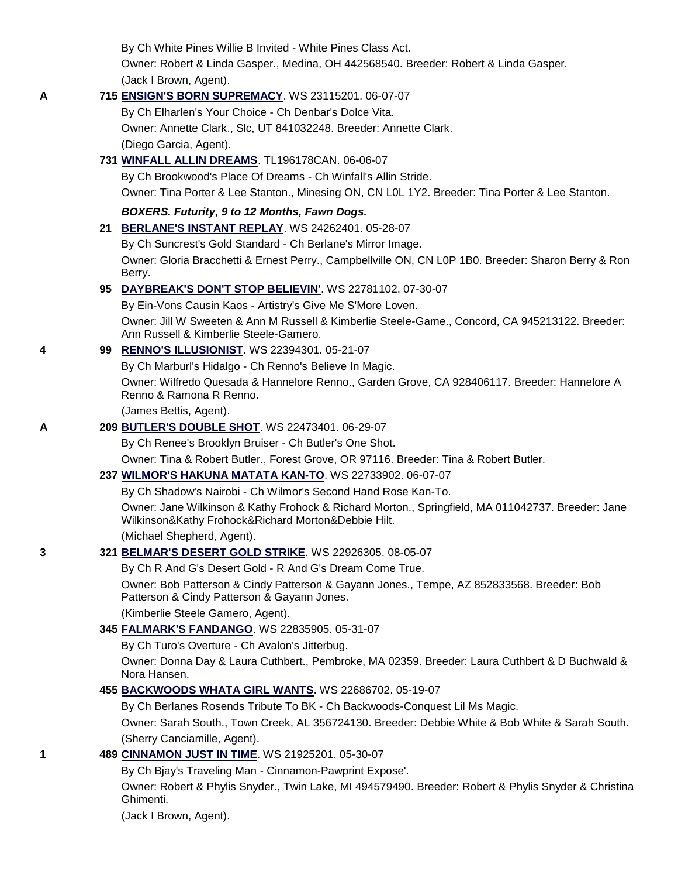By Ch White Pines Willie B Invited - White Pines Class Act.
Owner: Robert & Linda Gasper., Medina, OH 442568540. Breeder: Robert & Linda Gasper.
(Jack I Brown, Agent).

A **715 ENSIGN'S BORN SUPREMACY**. WS 23115201. 06-07-07
By Ch Elharlen's Your Choice - Ch Denbar's Dolce Vita.
Owner: Annette Clark., Slc, UT 841032248. Breeder: Annette Clark.
(Diego Garcia, Agent).

**731 WINFALL ALLIN DREAMS**. TL196178CAN. 06-06-07
By Ch Brookwood's Place Of Dreams - Ch Winfall's Allin Stride.
Owner: Tina Porter & Lee Stanton., Minesing ON, CN L0L 1Y2. Breeder: Tina Porter & Lee Stanton.

***BOXERS. Futurity, 9 to 12 Months, Fawn Dogs.***

**21 BERLANE'S INSTANT REPLAY**. WS 24262401. 05-28-07
By Ch Suncrest's Gold Standard - Ch Berlane's Mirror Image.
Owner: Gloria Bracchetti & Ernest Perry., Campbellville ON, CN L0P 1B0. Breeder: Sharon Berry & Ron Berry.

**95 DAYBREAK'S DON'T STOP BELIEVIN'**. WS 22781102. 07-30-07
By Ein-Vons Causin Kaos - Artistry's Give Me S'More Loven.
Owner: Jill W Sweeten & Ann M Russell & Kimberlie Steele-Game., Concord, CA 945213122. Breeder: Ann Russell & Kimberlie Steele-Gamero.

4 **99 RENNO'S ILLUSIONIST**. WS 22394301. 05-21-07
By Ch Marburl's Hidalgo - Ch Renno's Believe In Magic.
Owner: Wilfredo Quesada & Hannelore Renno., Garden Grove, CA 928406117. Breeder: Hannelore A Renno & Ramona R Renno.
(James Bettis, Agent).

A **209 BUTLER'S DOUBLE SHOT**. WS 22473401. 06-29-07
By Ch Renee's Brooklyn Bruiser - Ch Butler's One Shot.
Owner: Tina & Robert Butler., Forest Grove, OR 97116. Breeder: Tina & Robert Butler.

**237 WILMOR'S HAKUNA MATATA KAN-TO**. WS 22733902. 06-07-07
By Ch Shadow's Nairobi - Ch Wilmor's Second Hand Rose Kan-To.
Owner: Jane Wilkinson & Kathy Frohock & Richard Morton., Springfield, MA 011042737. Breeder: Jane Wilkinson&Kathy Frohock&Richard Morton&Debbie Hilt.
(Michael Shepherd, Agent).

3 **321 BELMAR'S DESERT GOLD STRIKE**. WS 22926305. 08-05-07
By Ch R And G's Desert Gold - R And G's Dream Come True.
Owner: Bob Patterson & Cindy Patterson & Gayann Jones., Tempe, AZ 852833568. Breeder: Bob Patterson & Cindy Patterson & Gayann Jones.
(Kimberlie Steele Gamero, Agent).

**345 FALMARK'S FANDANGO**. WS 22835905. 05-31-07
By Ch Turo's Overture - Ch Avalon's Jitterbug.
Owner: Donna Day & Laura Cuthbert., Pembroke, MA 02359. Breeder: Laura Cuthbert & D Buchwald & Nora Hansen.

**455 BACKWOODS WHATA GIRL WANTS**. WS 22686702. 05-19-07
By Ch Berlanes Rosends Tribute To BK - Ch Backwoods-Conquest Lil Ms Magic.
Owner: Sarah South., Town Creek, AL 356724130. Breeder: Debbie White & Bob White & Sarah South.
(Sherry Canciamille, Agent).

1 **489 CINNAMON JUST IN TIME**. WS 21925201. 05-30-07
By Ch Bjay's Traveling Man - Cinnamon-Pawprint Expose'.
Owner: Robert & Phylis Snyder., Twin Lake, MI 494579490. Breeder: Robert & Phylis Snyder & Christina Ghimenti.
(Jack I Brown, Agent).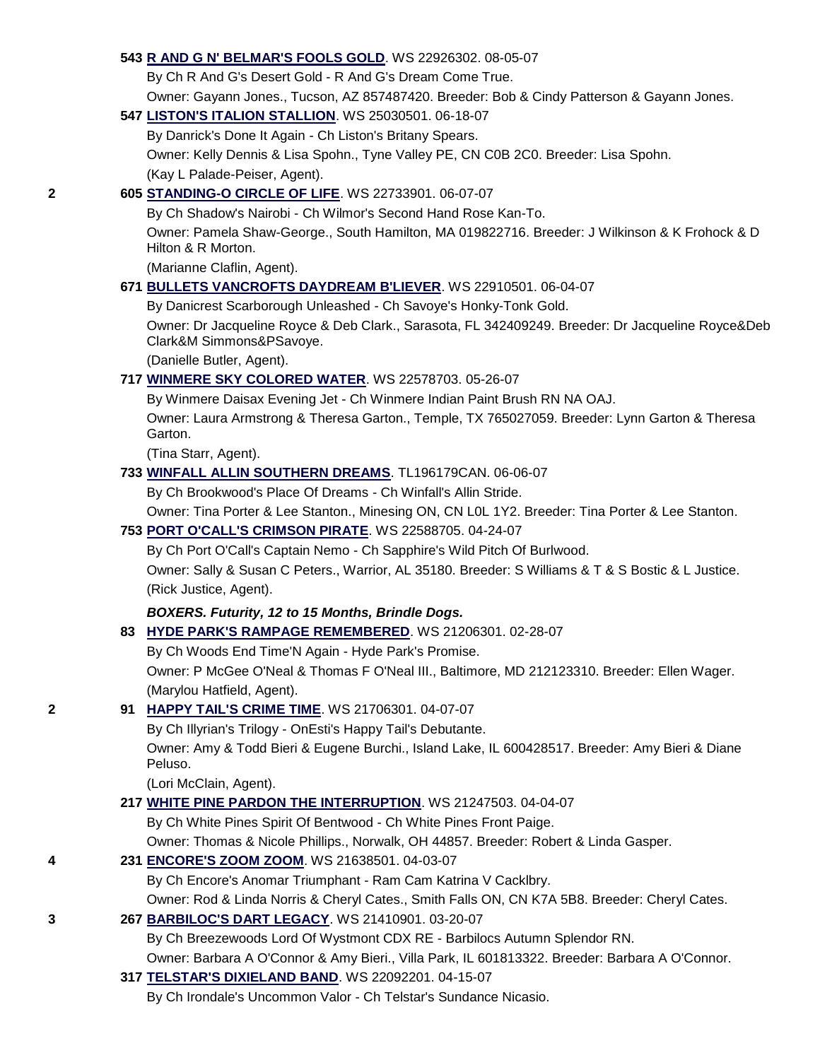543 **R AND G N' BELMAR'S FOOLS GOLD**. WS 22926302. 08-05-07

By Ch R And G's Desert Gold - R And G's Dream Come True.

Owner: Gayann Jones., Tucson, AZ 857487420. Breeder: Bob & Cindy Patterson & Gayann Jones.

547 **LISTON'S ITALION STALLION**. WS 25030501. 06-18-07

By Danrick's Done It Again - Ch Liston's Britany Spears.

Owner: Kelly Dennis & Lisa Spohn., Tyne Valley PE, CN C0B 2C0. Breeder: Lisa Spohn.

(Kay L Palade-Peiser, Agent).

2 605 **STANDING-O CIRCLE OF LIFE**. WS 22733901. 06-07-07

By Ch Shadow's Nairobi - Ch Wilmor's Second Hand Rose Kan-To.

Owner: Pamela Shaw-George., South Hamilton, MA 019822716. Breeder: J Wilkinson & K Frohock & D Hilton & R Morton.

(Marianne Claflin, Agent).

671 **BULLETS VANCROFTS DAYDREAM B'LIEVER**. WS 22910501. 06-04-07

By Danicrest Scarborough Unleashed - Ch Savoye's Honky-Tonk Gold.

Owner: Dr Jacqueline Royce & Deb Clark., Sarasota, FL 342409249. Breeder: Dr Jacqueline Royce&Deb Clark&M Simmons&PSavoye.

(Danielle Butler, Agent).

717 **WINMERE SKY COLORED WATER**. WS 22578703. 05-26-07

By Winmere Daisax Evening Jet - Ch Winmere Indian Paint Brush RN NA OAJ.

Owner: Laura Armstrong & Theresa Garton., Temple, TX 765027059. Breeder: Lynn Garton & Theresa Garton.

(Tina Starr, Agent).

733 **WINFALL ALLIN SOUTHERN DREAMS**. TL196179CAN. 06-06-07

By Ch Brookwood's Place Of Dreams - Ch Winfall's Allin Stride.

Owner: Tina Porter & Lee Stanton., Minesing ON, CN L0L 1Y2. Breeder: Tina Porter & Lee Stanton.

753 **PORT O'CALL'S CRIMSON PIRATE**. WS 22588705. 04-24-07

By Ch Port O'Call's Captain Nemo - Ch Sapphire's Wild Pitch Of Burlwood.

Owner: Sally & Susan C Peters., Warrior, AL 35180. Breeder: S Williams & T & S Bostic & L Justice.

(Rick Justice, Agent).

***BOXERS. Futurity, 12 to 15 Months, Brindle Dogs.***

83 **HYDE PARK'S RAMPAGE REMEMBERED**. WS 21206301. 02-28-07

By Ch Woods End Time'N Again - Hyde Park's Promise.

Owner: P McGee O'Neal & Thomas F O'Neal III., Baltimore, MD 212123310. Breeder: Ellen Wager.

(Marylou Hatfield, Agent).

2 91 **HAPPY TAIL'S CRIME TIME**. WS 21706301. 04-07-07

By Ch Illyrian's Trilogy - OnEsti's Happy Tail's Debutante.

Owner: Amy & Todd Bieri & Eugene Burchi., Island Lake, IL 600428517. Breeder: Amy Bieri & Diane Peluso.

(Lori McClain, Agent).

217 **WHITE PINE PARDON THE INTERRUPTION**. WS 21247503. 04-04-07

By Ch White Pines Spirit Of Bentwood - Ch White Pines Front Paige.

Owner: Thomas & Nicole Phillips., Norwalk, OH 44857. Breeder: Robert & Linda Gasper.

4 231 **ENCORE'S ZOOM ZOOM**. WS 21638501. 04-03-07

By Ch Encore's Anomar Triumphant - Ram Cam Katrina V Cacklbry.

Owner: Rod & Linda Norris & Cheryl Cates., Smith Falls ON, CN K7A 5B8. Breeder: Cheryl Cates.

3 267 **BARBILOC'S DART LEGACY**. WS 21410901. 03-20-07

By Ch Breezewoods Lord Of Wystmont CDX RE - Barbilocs Autumn Splendor RN.

Owner: Barbara A O'Connor & Amy Bieri., Villa Park, IL 601813322. Breeder: Barbara A O'Connor.

317 **TELSTAR'S DIXIELAND BAND**. WS 22092201. 04-15-07

By Ch Irondale's Uncommon Valor - Ch Telstar's Sundance Nicasio.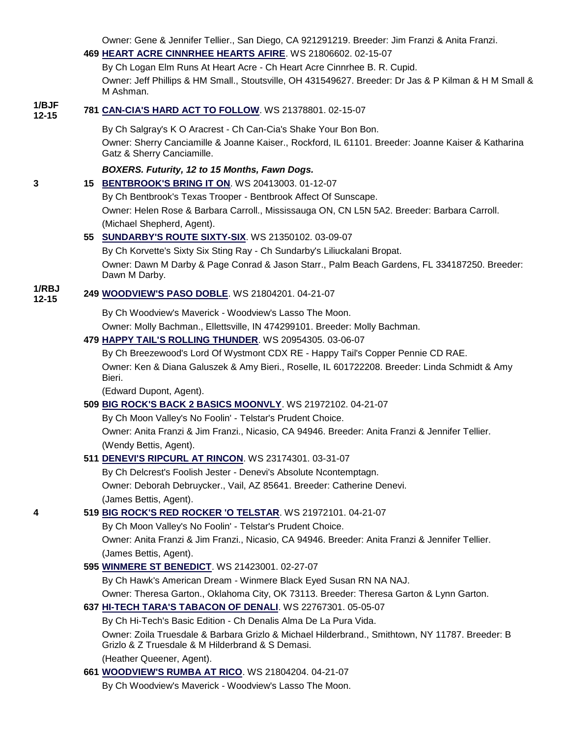Owner: Gene & Jennifer Tellier., San Diego, CA 921291219. Breeder: Jim Franzi & Anita Franzi.

469 **HEART ACRE CINNRHEE HEARTS AFIRE**. WS 21806602. 02-15-07

By Ch Logan Elm Runs At Heart Acre - Ch Heart Acre Cinnrhee B. R. Cupid.

Owner: Jeff Phillips & HM Small., Stoutsville, OH 431549627. Breeder: Dr Jas & P Kilman & H M Small & M Ashman.

1/BJF 12-15 — 781 **CAN-CIA'S HARD ACT TO FOLLOW**. WS 21378801. 02-15-07

By Ch Salgray's K O Aracrest - Ch Can-Cia's Shake Your Bon Bon.

Owner: Sherry Canciamille & Joanne Kaiser., Rockford, IL 61101. Breeder: Joanne Kaiser & Katharina Gatz & Sherry Canciamille.

***BOXERS. Futurity, 12 to 15 Months, Fawn Dogs.***

3 — 15 **BENTBROOK'S BRING IT ON**. WS 20413003. 01-12-07

By Ch Bentbrook's Texas Trooper - Bentbrook Affect Of Sunscape.

Owner: Helen Rose & Barbara Carroll., Mississauga ON, CN L5N 5A2. Breeder: Barbara Carroll.

(Michael Shepherd, Agent).

55 **SUNDARBY'S ROUTE SIXTY-SIX**. WS 21350102. 03-09-07

By Ch Korvette's Sixty Six Sting Ray - Ch Sundarby's Liliuckalani Bropat.

Owner: Dawn M Darby & Page Conrad & Jason Starr., Palm Beach Gardens, FL 334187250. Breeder: Dawn M Darby.

1/RBJ 12-15 — 249 **WOODVIEW'S PASO DOBLE**. WS 21804201. 04-21-07

By Ch Woodview's Maverick - Woodview's Lasso The Moon.

Owner: Molly Bachman., Ellettsville, IN 474299101. Breeder: Molly Bachman.

479 **HAPPY TAIL'S ROLLING THUNDER**. WS 20954305. 03-06-07

By Ch Breezewood's Lord Of Wystmont CDX RE - Happy Tail's Copper Pennie CD RAE.

Owner: Ken & Diana Galuszek & Amy Bieri., Roselle, IL 601722208. Breeder: Linda Schmidt & Amy Bieri.

(Edward Dupont, Agent).

509 **BIG ROCK'S BACK 2 BASICS MOONVLY**. WS 21972102. 04-21-07

By Ch Moon Valley's No Foolin' - Telstar's Prudent Choice.

Owner: Anita Franzi & Jim Franzi., Nicasio, CA 94946. Breeder: Anita Franzi & Jennifer Tellier.

(Wendy Bettis, Agent).

511 **DENEVI'S RIPCURL AT RINCON**. WS 23174301. 03-31-07

By Ch Delcrest's Foolish Jester - Denevi's Absolute Ncontemptagn.

Owner: Deborah Debruycker., Vail, AZ 85641. Breeder: Catherine Denevi.

(James Bettis, Agent).

4 — 519 **BIG ROCK'S RED ROCKER 'O TELSTAR**. WS 21972101. 04-21-07

By Ch Moon Valley's No Foolin' - Telstar's Prudent Choice.

Owner: Anita Franzi & Jim Franzi., Nicasio, CA 94946. Breeder: Anita Franzi & Jennifer Tellier.

(James Bettis, Agent).

595 **WINMERE ST BENEDICT**. WS 21423001. 02-27-07

By Ch Hawk's American Dream - Winmere Black Eyed Susan RN NA NAJ.

Owner: Theresa Garton., Oklahoma City, OK 73113. Breeder: Theresa Garton & Lynn Garton.

637 **HI-TECH TARA'S TABACON OF DENALI**. WS 22767301. 05-05-07

By Ch Hi-Tech's Basic Edition - Ch Denalis Alma De La Pura Vida.

Owner: Zoila Truesdale & Barbara Grizlo & Michael Hilderbrand., Smithtown, NY 11787. Breeder: B Grizlo & Z Truesdale & M Hilderbrand & S Demasi.

(Heather Queener, Agent).

661 **WOODVIEW'S RUMBA AT RICO**. WS 21804204. 04-21-07

By Ch Woodview's Maverick - Woodview's Lasso The Moon.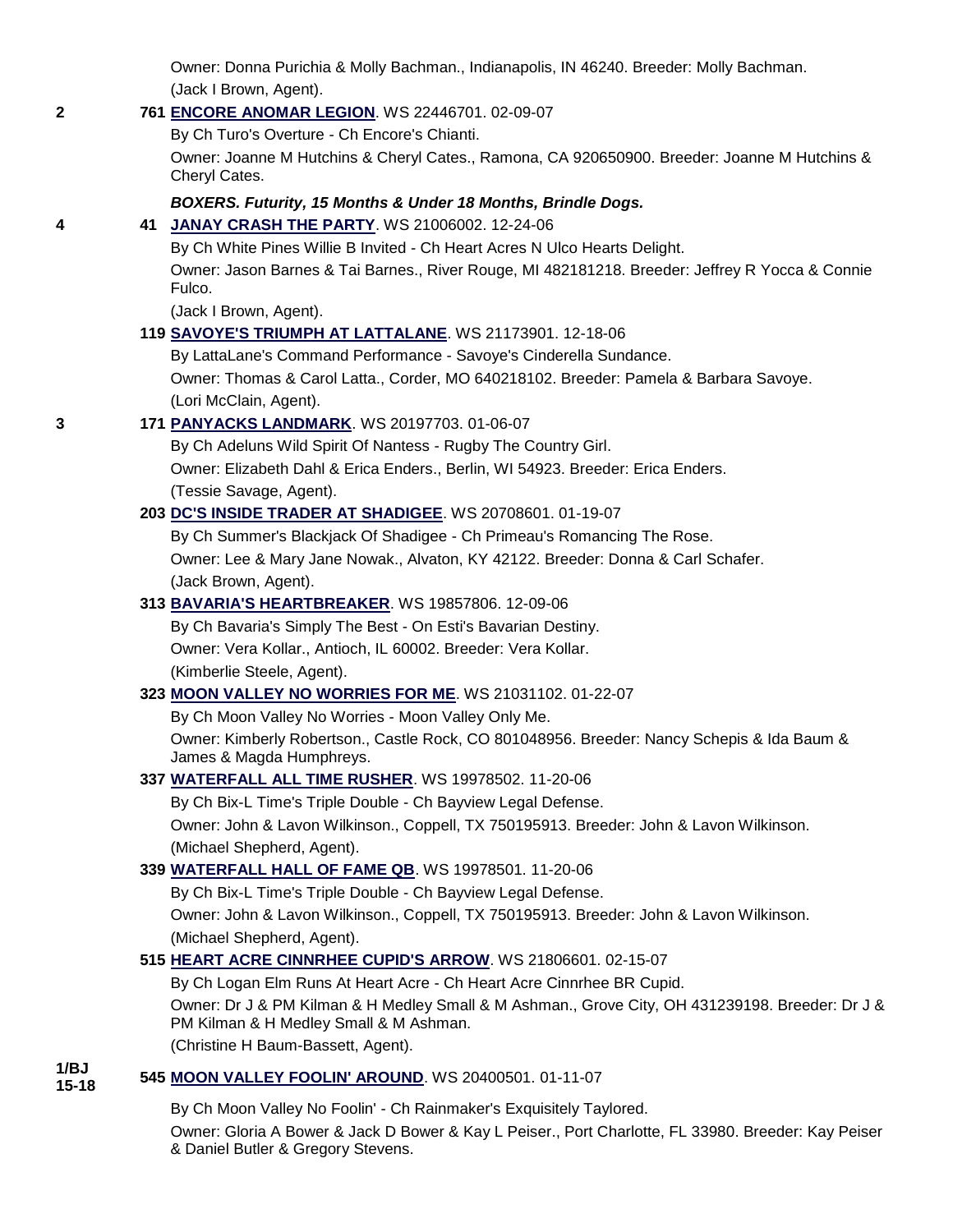Owner: Donna Purichia & Molly Bachman., Indianapolis, IN 46240. Breeder: Molly Bachman.
(Jack I Brown, Agent).

2 761 **ENCORE ANOMAR LEGION**. WS 22446701. 02-09-07
By Ch Turo's Overture - Ch Encore's Chianti.
Owner: Joanne M Hutchins & Cheryl Cates., Ramona, CA 920650900. Breeder: Joanne M Hutchins & Cheryl Cates.

***BOXERS. Futurity, 15 Months & Under 18 Months, Brindle Dogs.***

4 41 **JANAY CRASH THE PARTY**. WS 21006002. 12-24-06
By Ch White Pines Willie B Invited - Ch Heart Acres N Ulco Hearts Delight.
Owner: Jason Barnes & Tai Barnes., River Rouge, MI 482181218. Breeder: Jeffrey R Yocca & Connie Fulco.
(Jack I Brown, Agent).

119 **SAVOYE'S TRIUMPH AT LATTALANE**. WS 21173901. 12-18-06
By LattaLane's Command Performance - Savoye's Cinderella Sundance.
Owner: Thomas & Carol Latta., Corder, MO 640218102. Breeder: Pamela & Barbara Savoye.
(Lori McClain, Agent).

3 171 **PANYACKS LANDMARK**. WS 20197703. 01-06-07
By Ch Adeluns Wild Spirit Of Nantess - Rugby The Country Girl.
Owner: Elizabeth Dahl & Erica Enders., Berlin, WI 54923. Breeder: Erica Enders.
(Tessie Savage, Agent).

203 **DC'S INSIDE TRADER AT SHADIGEE**. WS 20708601. 01-19-07
By Ch Summer's Blackjack Of Shadigee - Ch Primeau's Romancing The Rose.
Owner: Lee & Mary Jane Nowak., Alvaton, KY 42122. Breeder: Donna & Carl Schafer.
(Jack Brown, Agent).

313 **BAVARIA'S HEARTBREAKER**. WS 19857806. 12-09-06
By Ch Bavaria's Simply The Best - On Esti's Bavarian Destiny.
Owner: Vera Kollar., Antioch, IL 60002. Breeder: Vera Kollar.
(Kimberlie Steele, Agent).

323 **MOON VALLEY NO WORRIES FOR ME**. WS 21031102. 01-22-07
By Ch Moon Valley No Worries - Moon Valley Only Me.
Owner: Kimberly Robertson., Castle Rock, CO 801048956. Breeder: Nancy Schepis & Ida Baum & James & Magda Humphreys.

337 **WATERFALL ALL TIME RUSHER**. WS 19978502. 11-20-06
By Ch Bix-L Time's Triple Double - Ch Bayview Legal Defense.
Owner: John & Lavon Wilkinson., Coppell, TX 750195913. Breeder: John & Lavon Wilkinson.
(Michael Shepherd, Agent).

339 **WATERFALL HALL OF FAME QB**. WS 19978501. 11-20-06
By Ch Bix-L Time's Triple Double - Ch Bayview Legal Defense.
Owner: John & Lavon Wilkinson., Coppell, TX 750195913. Breeder: John & Lavon Wilkinson.
(Michael Shepherd, Agent).

515 **HEART ACRE CINNRHEE CUPID'S ARROW**. WS 21806601. 02-15-07
By Ch Logan Elm Runs At Heart Acre - Ch Heart Acre Cinnrhee BR Cupid.
Owner: Dr J & PM Kilman & H Medley Small & M Ashman., Grove City, OH 431239198. Breeder: Dr J & PM Kilman & H Medley Small & M Ashman.
(Christine H Baum-Bassett, Agent).

1/BJ 15-18 545 **MOON VALLEY FOOLIN' AROUND**. WS 20400501. 01-11-07
By Ch Moon Valley No Foolin' - Ch Rainmaker's Exquisitely Taylored.
Owner: Gloria A Bower & Jack D Bower & Kay L Peiser., Port Charlotte, FL 33980. Breeder: Kay Peiser & Daniel Butler & Gregory Stevens.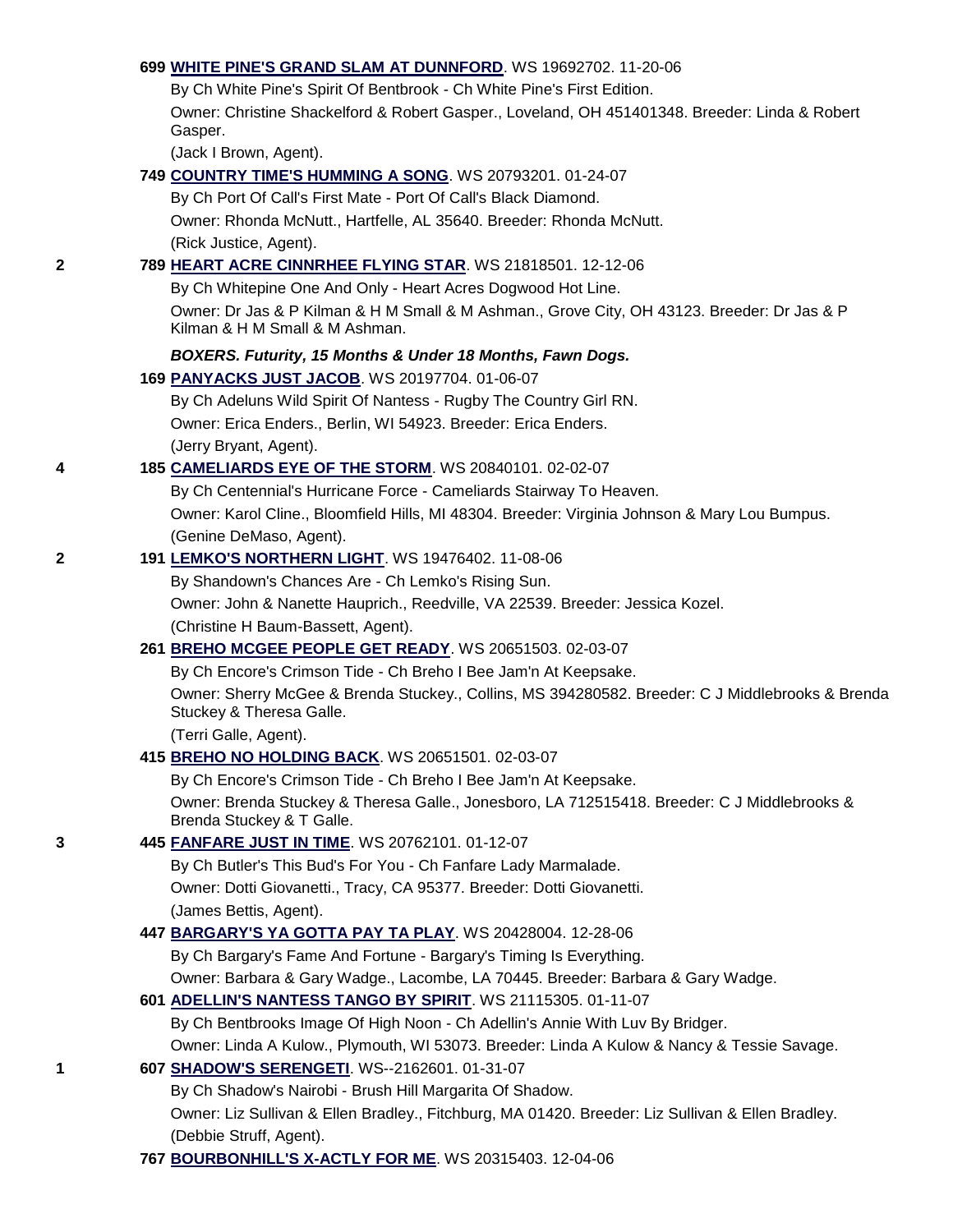**699 WHITE PINE'S GRAND SLAM AT DUNNFORD**. WS 19692702. 11-20-06
By Ch White Pine's Spirit Of Bentbrook - Ch White Pine's First Edition.
Owner: Christine Shackelford & Robert Gasper., Loveland, OH 451401348. Breeder: Linda & Robert Gasper.
(Jack I Brown, Agent).

**749 COUNTRY TIME'S HUMMING A SONG**. WS 20793201. 01-24-07
By Ch Port Of Call's First Mate - Port Of Call's Black Diamond.
Owner: Rhonda McNutt., Hartfelle, AL 35640. Breeder: Rhonda McNutt.
(Rick Justice, Agent).

2 **789 HEART ACRE CINNRHEE FLYING STAR**. WS 21818501. 12-12-06
By Ch Whitepine One And Only - Heart Acres Dogwood Hot Line.
Owner: Dr Jas & P Kilman & H M Small & M Ashman., Grove City, OH 43123. Breeder: Dr Jas & P Kilman & H M Small & M Ashman.

***BOXERS. Futurity, 15 Months & Under 18 Months, Fawn Dogs.***

**169 PANYACKS JUST JACOB**. WS 20197704. 01-06-07
By Ch Adeluns Wild Spirit Of Nantess - Rugby The Country Girl RN.
Owner: Erica Enders., Berlin, WI 54923. Breeder: Erica Enders.
(Jerry Bryant, Agent).

4 **185 CAMELIARDS EYE OF THE STORM**. WS 20840101. 02-02-07
By Ch Centennial's Hurricane Force - Cameliards Stairway To Heaven.
Owner: Karol Cline., Bloomfield Hills, MI 48304. Breeder: Virginia Johnson & Mary Lou Bumpus.
(Genine DeMaso, Agent).

2 **191 LEMKO'S NORTHERN LIGHT**. WS 19476402. 11-08-06
By Shandown's Chances Are - Ch Lemko's Rising Sun.
Owner: John & Nanette Hauprich., Reedville, VA 22539. Breeder: Jessica Kozel.
(Christine H Baum-Bassett, Agent).

**261 BREHO MCGEE PEOPLE GET READY**. WS 20651503. 02-03-07
By Ch Encore's Crimson Tide - Ch Breho I Bee Jam'n At Keepsake.
Owner: Sherry McGee & Brenda Stuckey., Collins, MS 394280582. Breeder: C J Middlebrooks & Brenda Stuckey & Theresa Galle.
(Terri Galle, Agent).

**415 BREHO NO HOLDING BACK**. WS 20651501. 02-03-07
By Ch Encore's Crimson Tide - Ch Breho I Bee Jam'n At Keepsake.
Owner: Brenda Stuckey & Theresa Galle., Jonesboro, LA 712515418. Breeder: C J Middlebrooks & Brenda Stuckey & T Galle.

3 **445 FANFARE JUST IN TIME**. WS 20762101. 01-12-07
By Ch Butler's This Bud's For You - Ch Fanfare Lady Marmalade.
Owner: Dotti Giovanetti., Tracy, CA 95377. Breeder: Dotti Giovanetti.
(James Bettis, Agent).

**447 BARGARY'S YA GOTTA PAY TA PLAY**. WS 20428004. 12-28-06
By Ch Bargary's Fame And Fortune - Bargary's Timing Is Everything.
Owner: Barbara & Gary Wadge., Lacombe, LA 70445. Breeder: Barbara & Gary Wadge.

**601 ADELLIN'S NANTESS TANGO BY SPIRIT**. WS 21115305. 01-11-07
By Ch Bentbrooks Image Of High Noon - Ch Adellin's Annie With Luv By Bridger.
Owner: Linda A Kulow., Plymouth, WI 53073. Breeder: Linda A Kulow & Nancy & Tessie Savage.

1 **607 SHADOW'S SERENGETI**. WS--2162601. 01-31-07
By Ch Shadow's Nairobi - Brush Hill Margarita Of Shadow.
Owner: Liz Sullivan & Ellen Bradley., Fitchburg, MA 01420. Breeder: Liz Sullivan & Ellen Bradley.
(Debbie Struff, Agent).

**767 BOURBONHILL'S X-ACTLY FOR ME**. WS 20315403. 12-04-06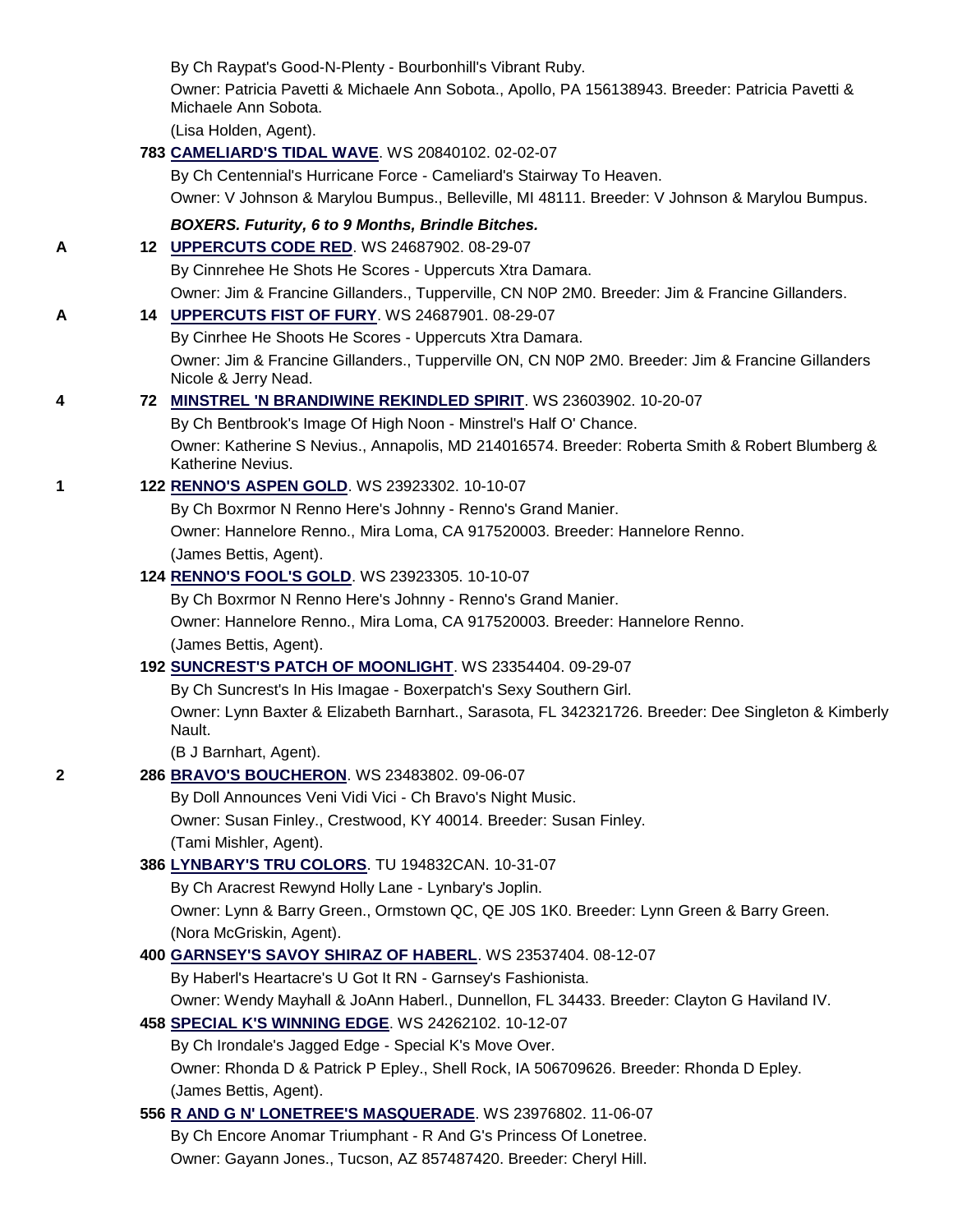By Ch Raypat's Good-N-Plenty - Bourbonhill's Vibrant Ruby.
Owner: Patricia Pavetti & Michaele Ann Sobota., Apollo, PA 156138943. Breeder: Patricia Pavetti & Michaele Ann Sobota.
(Lisa Holden, Agent).

**783 CAMELIARD'S TIDAL WAVE**. WS 20840102. 02-02-07
By Ch Centennial's Hurricane Force - Cameliard's Stairway To Heaven.
Owner: V Johnson & Marylou Bumpus., Belleville, MI 48111. Breeder: V Johnson & Marylou Bumpus.

***BOXERS. Futurity, 6 to 9 Months, Brindle Bitches.***

A **12 UPPERCUTS CODE RED**. WS 24687902. 08-29-07
By Cinnrehee He Shots He Scores - Uppercuts Xtra Damara.
Owner: Jim & Francine Gillanders., Tupperville, CN N0P 2M0. Breeder: Jim & Francine Gillanders.

A **14 UPPERCUTS FIST OF FURY**. WS 24687901. 08-29-07
By Cinrhee He Shoots He Scores - Uppercuts Xtra Damara.
Owner: Jim & Francine Gillanders., Tupperville ON, CN N0P 2M0. Breeder: Jim & Francine Gillanders Nicole & Jerry Nead.

4 **72 MINSTREL 'N BRANDIWINE REKINDLED SPIRIT**. WS 23603902. 10-20-07
By Ch Bentbrook's Image Of High Noon - Minstrel's Half O' Chance.
Owner: Katherine S Nevius., Annapolis, MD 214016574. Breeder: Roberta Smith & Robert Blumberg & Katherine Nevius.

1 **122 RENNO'S ASPEN GOLD**. WS 23923302. 10-10-07
By Ch Boxrmor N Renno Here's Johnny - Renno's Grand Manier.
Owner: Hannelore Renno., Mira Loma, CA 917520003. Breeder: Hannelore Renno.
(James Bettis, Agent).

**124 RENNO'S FOOL'S GOLD**. WS 23923305. 10-10-07
By Ch Boxrmor N Renno Here's Johnny - Renno's Grand Manier.
Owner: Hannelore Renno., Mira Loma, CA 917520003. Breeder: Hannelore Renno.
(James Bettis, Agent).

**192 SUNCREST'S PATCH OF MOONLIGHT**. WS 23354404. 09-29-07
By Ch Suncrest's In His Imagae - Boxerpatch's Sexy Southern Girl.
Owner: Lynn Baxter & Elizabeth Barnhart., Sarasota, FL 342321726. Breeder: Dee Singleton & Kimberly Nault.
(B J Barnhart, Agent).

2 **286 BRAVO'S BOUCHERON**. WS 23483802. 09-06-07
By Doll Announces Veni Vidi Vici - Ch Bravo's Night Music.
Owner: Susan Finley., Crestwood, KY 40014. Breeder: Susan Finley.
(Tami Mishler, Agent).

**386 LYNBARY'S TRU COLORS**. TU 194832CAN. 10-31-07
By Ch Aracrest Rewynd Holly Lane - Lynbary's Joplin.
Owner: Lynn & Barry Green., Ormstown QC, QE J0S 1K0. Breeder: Lynn Green & Barry Green.
(Nora McGriskin, Agent).

**400 GARNSEY'S SAVOY SHIRAZ OF HABERL**. WS 23537404. 08-12-07
By Haberl's Heartacre's U Got It RN - Garnsey's Fashionista.
Owner: Wendy Mayhall & JoAnn Haberl., Dunnellon, FL 34433. Breeder: Clayton G Haviland IV.

**458 SPECIAL K'S WINNING EDGE**. WS 24262102. 10-12-07
By Ch Irondale's Jagged Edge - Special K's Move Over.
Owner: Rhonda D & Patrick P Epley., Shell Rock, IA 506709626. Breeder: Rhonda D Epley.
(James Bettis, Agent).

**556 R AND G N' LONETREE'S MASQUERADE**. WS 23976802. 11-06-07
By Ch Encore Anomar Triumphant - R And G's Princess Of Lonetree.
Owner: Gayann Jones., Tucson, AZ 857487420. Breeder: Cheryl Hill.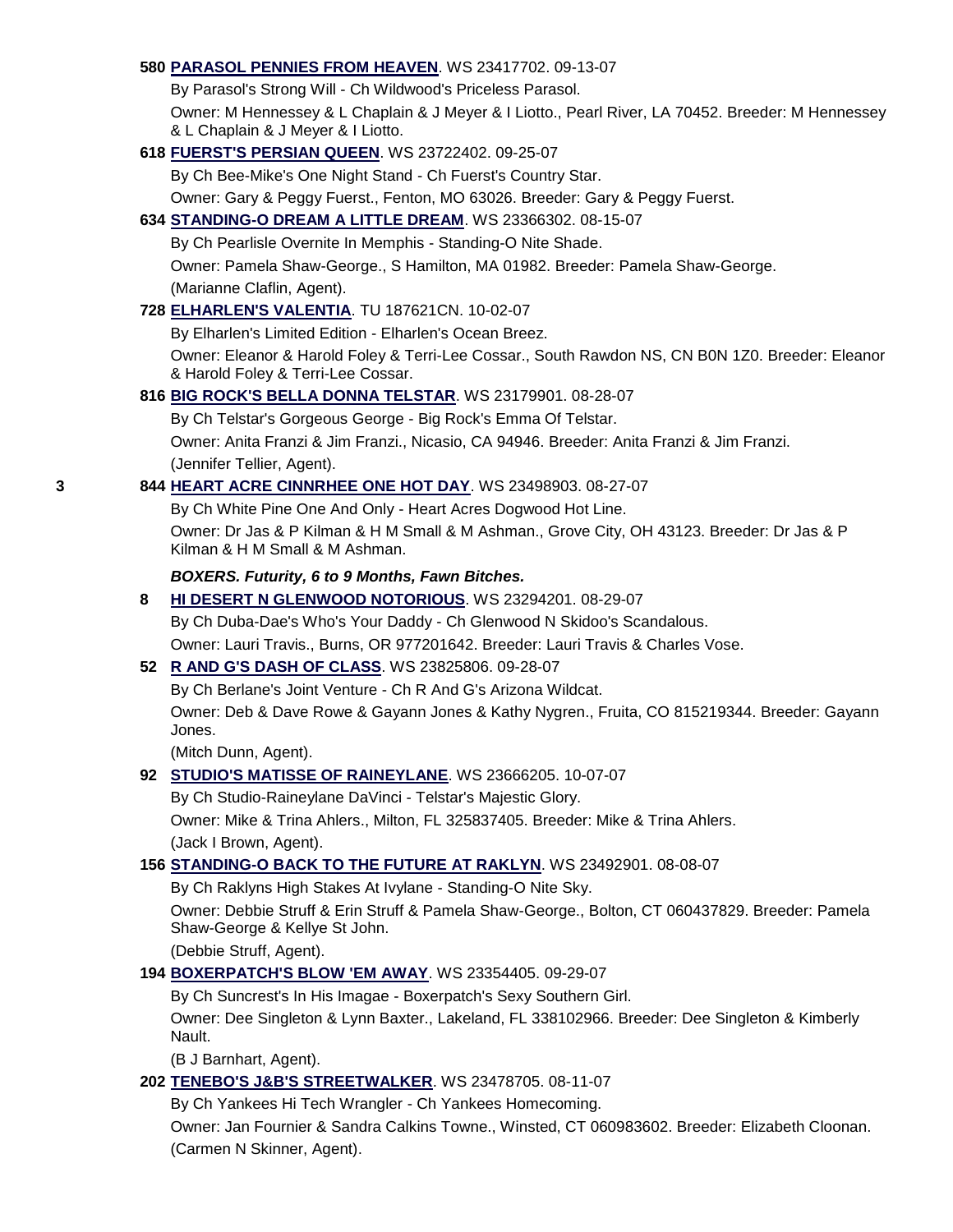**580 PARASOL PENNIES FROM HEAVEN**. WS 23417702. 09-13-07

By Parasol's Strong Will - Ch Wildwood's Priceless Parasol.

Owner: M Hennessey & L Chaplain & J Meyer & I Liotto., Pearl River, LA 70452. Breeder: M Hennessey & L Chaplain & J Meyer & I Liotto.

**618 FUERST'S PERSIAN QUEEN**. WS 23722402. 09-25-07

By Ch Bee-Mike's One Night Stand - Ch Fuerst's Country Star.

Owner: Gary & Peggy Fuerst., Fenton, MO 63026. Breeder: Gary & Peggy Fuerst.

**634 STANDING-O DREAM A LITTLE DREAM**. WS 23366302. 08-15-07

By Ch Pearlisle Overnite In Memphis - Standing-O Nite Shade.

Owner: Pamela Shaw-George., S Hamilton, MA 01982. Breeder: Pamela Shaw-George.

(Marianne Claflin, Agent).

**728 ELHARLEN'S VALENTIA**. TU 187621CN. 10-02-07

By Elharlen's Limited Edition - Elharlen's Ocean Breez.

Owner: Eleanor & Harold Foley & Terri-Lee Cossar., South Rawdon NS, CN B0N 1Z0. Breeder: Eleanor & Harold Foley & Terri-Lee Cossar.

**816 BIG ROCK'S BELLA DONNA TELSTAR**. WS 23179901. 08-28-07

By Ch Telstar's Gorgeous George - Big Rock's Emma Of Telstar.

Owner: Anita Franzi & Jim Franzi., Nicasio, CA 94946. Breeder: Anita Franzi & Jim Franzi.

(Jennifer Tellier, Agent).

3 **844 HEART ACRE CINNRHEE ONE HOT DAY**. WS 23498903. 08-27-07

By Ch White Pine One And Only - Heart Acres Dogwood Hot Line.

Owner: Dr Jas & P Kilman & H M Small & M Ashman., Grove City, OH 43123. Breeder: Dr Jas & P Kilman & H M Small & M Ashman.

***BOXERS. Futurity, 6 to 9 Months, Fawn Bitches.***

**8 HI DESERT N GLENWOOD NOTORIOUS**. WS 23294201. 08-29-07

By Ch Duba-Dae's Who's Your Daddy - Ch Glenwood N Skidoo's Scandalous.

Owner: Lauri Travis., Burns, OR 977201642. Breeder: Lauri Travis & Charles Vose.

**52 R AND G'S DASH OF CLASS**. WS 23825806. 09-28-07

By Ch Berlane's Joint Venture - Ch R And G's Arizona Wildcat.

Owner: Deb & Dave Rowe & Gayann Jones & Kathy Nygren., Fruita, CO 815219344. Breeder: Gayann Jones.

(Mitch Dunn, Agent).

**92 STUDIO'S MATISSE OF RAINEYLANE**. WS 23666205. 10-07-07

By Ch Studio-Raineylane DaVinci - Telstar's Majestic Glory.

Owner: Mike & Trina Ahlers., Milton, FL 325837405. Breeder: Mike & Trina Ahlers.

(Jack I Brown, Agent).

**156 STANDING-O BACK TO THE FUTURE AT RAKLYN**. WS 23492901. 08-08-07

By Ch Raklyns High Stakes At Ivylane - Standing-O Nite Sky.

Owner: Debbie Struff & Erin Struff & Pamela Shaw-George., Bolton, CT 060437829. Breeder: Pamela Shaw-George & Kellye St John.

(Debbie Struff, Agent).

**194 BOXERPATCH'S BLOW 'EM AWAY**. WS 23354405. 09-29-07

By Ch Suncrest's In His Imagae - Boxerpatch's Sexy Southern Girl.

Owner: Dee Singleton & Lynn Baxter., Lakeland, FL 338102966. Breeder: Dee Singleton & Kimberly Nault.

(B J Barnhart, Agent).

**202 TENEBO'S J&B'S STREETWALKER**. WS 23478705. 08-11-07

By Ch Yankees Hi Tech Wrangler - Ch Yankees Homecoming.

Owner: Jan Fournier & Sandra Calkins Towne., Winsted, CT 060983602. Breeder: Elizabeth Cloonan.

(Carmen N Skinner, Agent).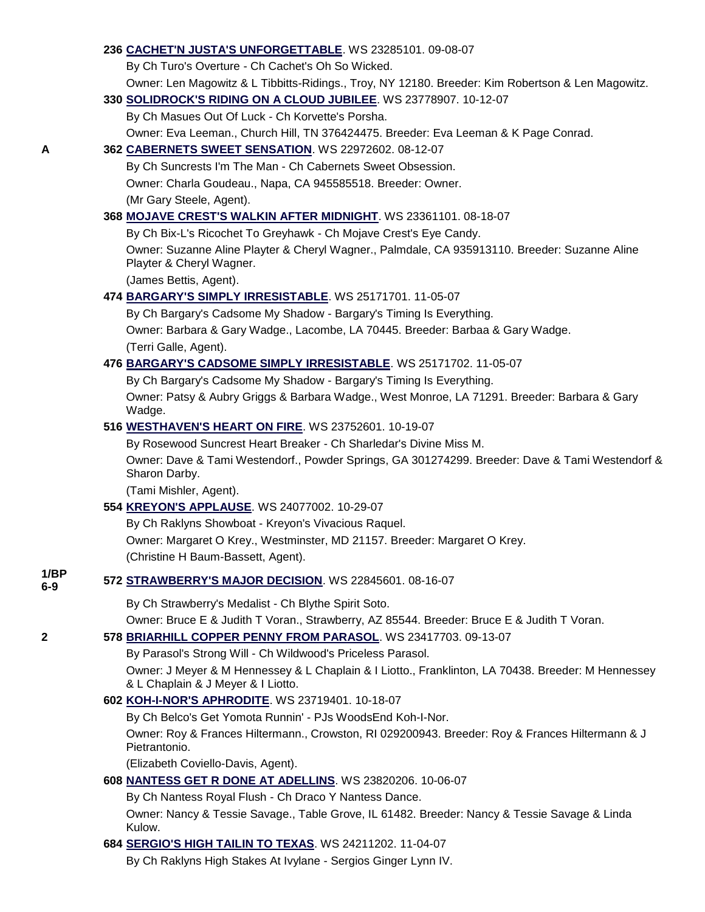**236 CACHET'N JUSTA'S UNFORGETTABLE**. WS 23285101. 09-08-07

By Ch Turo's Overture - Ch Cachet's Oh So Wicked.

Owner: Len Magowitz & L Tibbitts-Ridings., Troy, NY 12180. Breeder: Kim Robertson & Len Magowitz.

**330 SOLIDROCK'S RIDING ON A CLOUD JUBILEE**. WS 23778907. 10-12-07

By Ch Masues Out Of Luck - Ch Korvette's Porsha.

Owner: Eva Leeman., Church Hill, TN 376424475. Breeder: Eva Leeman & K Page Conrad.

**A** **362 CABERNETS SWEET SENSATION**. WS 22972602. 08-12-07

By Ch Suncrests I'm The Man - Ch Cabernets Sweet Obsession.

Owner: Charla Goudeau., Napa, CA 945585518. Breeder: Owner.

(Mr Gary Steele, Agent).

**368 MOJAVE CREST'S WALKIN AFTER MIDNIGHT**. WS 23361101. 08-18-07

By Ch Bix-L's Ricochet To Greyhawk - Ch Mojave Crest's Eye Candy.

Owner: Suzanne Aline Playter & Cheryl Wagner., Palmdale, CA 935913110. Breeder: Suzanne Aline Playter & Cheryl Wagner.

(James Bettis, Agent).

**474 BARGARY'S SIMPLY IRRESISTABLE**. WS 25171701. 11-05-07

By Ch Bargary's Cadsome My Shadow - Bargary's Timing Is Everything.

Owner: Barbara & Gary Wadge., Lacombe, LA 70445. Breeder: Barbaa & Gary Wadge.

(Terri Galle, Agent).

**476 BARGARY'S CADSOME SIMPLY IRRESISTABLE**. WS 25171702. 11-05-07

By Ch Bargary's Cadsome My Shadow - Bargary's Timing Is Everything.

Owner: Patsy & Aubry Griggs & Barbara Wadge., West Monroe, LA 71291. Breeder: Barbara & Gary Wadge.

**516 WESTHAVEN'S HEART ON FIRE**. WS 23752601. 10-19-07

By Rosewood Suncrest Heart Breaker - Ch Sharledar's Divine Miss M.

Owner: Dave & Tami Westendorf., Powder Springs, GA 301274299. Breeder: Dave & Tami Westendorf & Sharon Darby.

(Tami Mishler, Agent).

**554 KREYON'S APPLAUSE**. WS 24077002. 10-29-07

By Ch Raklyns Showboat - Kreyon's Vivacious Raquel.

Owner: Margaret O Krey., Westminster, MD 21157. Breeder: Margaret O Krey.

(Christine H Baum-Bassett, Agent).

**1/BP 6-9** **572 STRAWBERRY'S MAJOR DECISION**. WS 22845601. 08-16-07

By Ch Strawberry's Medalist - Ch Blythe Spirit Soto.

Owner: Bruce E & Judith T Voran., Strawberry, AZ 85544. Breeder: Bruce E & Judith T Voran.

**2** **578 BRIARHILL COPPER PENNY FROM PARASOL**. WS 23417703. 09-13-07

By Parasol's Strong Will - Ch Wildwood's Priceless Parasol.

Owner: J Meyer & M Hennessey & L Chaplain & I Liotto., Franklinton, LA 70438. Breeder: M Hennessey & L Chaplain & J Meyer & I Liotto.

**602 KOH-I-NOR'S APHRODITE**. WS 23719401. 10-18-07

By Ch Belco's Get Yomota Runnin' - PJs WoodsEnd Koh-I-Nor.

Owner: Roy & Frances Hiltermann., Crowston, RI 029200943. Breeder: Roy & Frances Hiltermann & J Pietrantonio.

(Elizabeth Coviello-Davis, Agent).

**608 NANTESS GET R DONE AT ADELLINS**. WS 23820206. 10-06-07

By Ch Nantess Royal Flush - Ch Draco Y Nantess Dance.

Owner: Nancy & Tessie Savage., Table Grove, IL 61482. Breeder: Nancy & Tessie Savage & Linda Kulow.

**684 SERGIO'S HIGH TAILIN TO TEXAS**. WS 24211202. 11-04-07

By Ch Raklyns High Stakes At Ivylane - Sergios Ginger Lynn IV.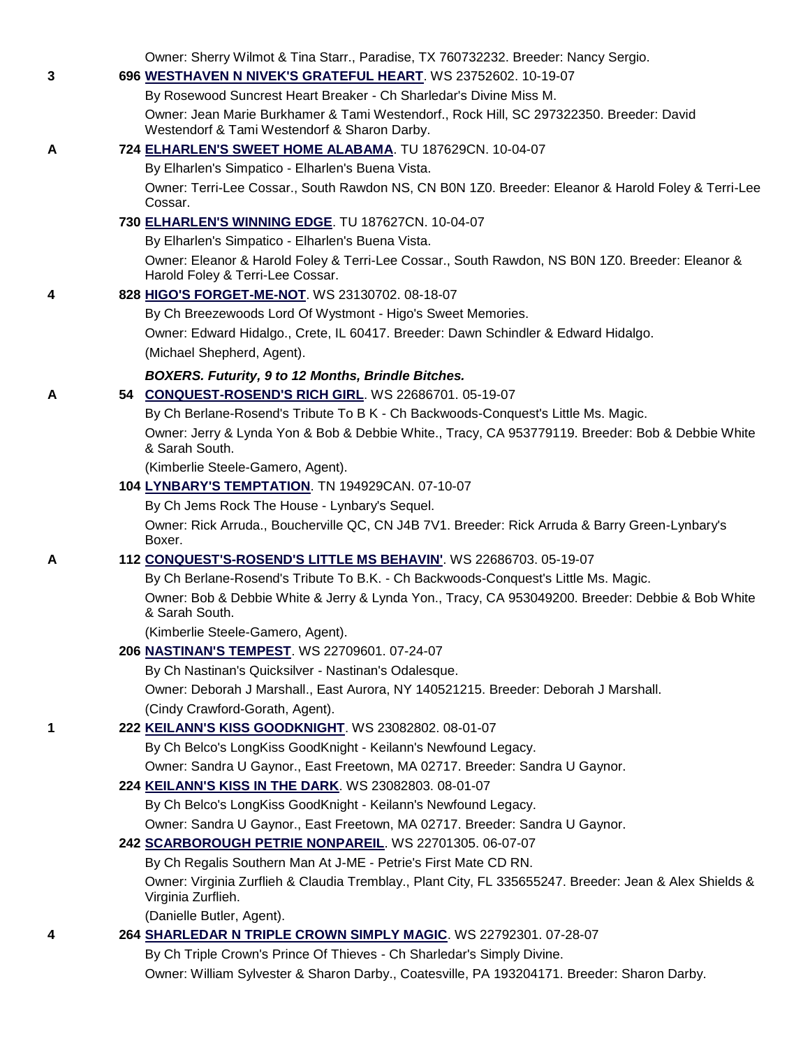Owner: Sherry Wilmot & Tina Starr., Paradise, TX 760732232. Breeder: Nancy Sergio.

3 696 **WESTHAVEN N NIVEK'S GRATEFUL HEART**. WS 23752602. 10-19-07

By Rosewood Suncrest Heart Breaker - Ch Sharledar's Divine Miss M.

Owner: Jean Marie Burkhamer & Tami Westendorf., Rock Hill, SC 297322350. Breeder: David Westendorf & Tami Westendorf & Sharon Darby.

A 724 **ELHARLEN'S SWEET HOME ALABAMA**. TU 187629CN. 10-04-07

By Elharlen's Simpatico - Elharlen's Buena Vista.

Owner: Terri-Lee Cossar., South Rawdon NS, CN B0N 1Z0. Breeder: Eleanor & Harold Foley & Terri-Lee Cossar.

730 **ELHARLEN'S WINNING EDGE**. TU 187627CN. 10-04-07

By Elharlen's Simpatico - Elharlen's Buena Vista.

Owner: Eleanor & Harold Foley & Terri-Lee Cossar., South Rawdon, NS B0N 1Z0. Breeder: Eleanor & Harold Foley & Terri-Lee Cossar.

4 828 **HIGO'S FORGET-ME-NOT**. WS 23130702. 08-18-07

By Ch Breezewoods Lord Of Wystmont - Higo's Sweet Memories.

Owner: Edward Hidalgo., Crete, IL 60417. Breeder: Dawn Schindler & Edward Hidalgo.

(Michael Shepherd, Agent).

***BOXERS. Futurity, 9 to 12 Months, Brindle Bitches.***

A 54 **CONQUEST-ROSEND'S RICH GIRL**. WS 22686701. 05-19-07

By Ch Berlane-Rosend's Tribute To B K - Ch Backwoods-Conquest's Little Ms. Magic.

Owner: Jerry & Lynda Yon & Bob & Debbie White., Tracy, CA 953779119. Breeder: Bob & Debbie White & Sarah South.

(Kimberlie Steele-Gamero, Agent).

104 **LYNBARY'S TEMPTATION**. TN 194929CAN. 07-10-07

By Ch Jems Rock The House - Lynbary's Sequel.

Owner: Rick Arruda., Boucherville QC, CN J4B 7V1. Breeder: Rick Arruda & Barry Green-Lynbary's Boxer.

A 112 **CONQUEST'S-ROSEND'S LITTLE MS BEHAVIN'**. WS 22686703. 05-19-07

By Ch Berlane-Rosend's Tribute To B.K. - Ch Backwoods-Conquest's Little Ms. Magic.

Owner: Bob & Debbie White & Jerry & Lynda Yon., Tracy, CA 953049200. Breeder: Debbie & Bob White & Sarah South.

(Kimberlie Steele-Gamero, Agent).

206 **NASTINAN'S TEMPEST**. WS 22709601. 07-24-07

By Ch Nastinan's Quicksilver - Nastinan's Odalesque.

Owner: Deborah J Marshall., East Aurora, NY 140521215. Breeder: Deborah J Marshall.

(Cindy Crawford-Gorath, Agent).

1 222 **KEILANN'S KISS GOODKNIGHT**. WS 23082802. 08-01-07

By Ch Belco's LongKiss GoodKnight - Keilann's Newfound Legacy.

Owner: Sandra U Gaynor., East Freetown, MA 02717. Breeder: Sandra U Gaynor.

224 **KEILANN'S KISS IN THE DARK**. WS 23082803. 08-01-07

By Ch Belco's LongKiss GoodKnight - Keilann's Newfound Legacy.

Owner: Sandra U Gaynor., East Freetown, MA 02717. Breeder: Sandra U Gaynor.

242 **SCARBOROUGH PETRIE NONPAREIL**. WS 22701305. 06-07-07

By Ch Regalis Southern Man At J-ME - Petrie's First Mate CD RN.

Owner: Virginia Zurflieh & Claudia Tremblay., Plant City, FL 335655247. Breeder: Jean & Alex Shields & Virginia Zurflieh.

(Danielle Butler, Agent).

4 264 **SHARLEDAR N TRIPLE CROWN SIMPLY MAGIC**. WS 22792301. 07-28-07

By Ch Triple Crown's Prince Of Thieves - Ch Sharledar's Simply Divine.

Owner: William Sylvester & Sharon Darby., Coatesville, PA 193204171. Breeder: Sharon Darby.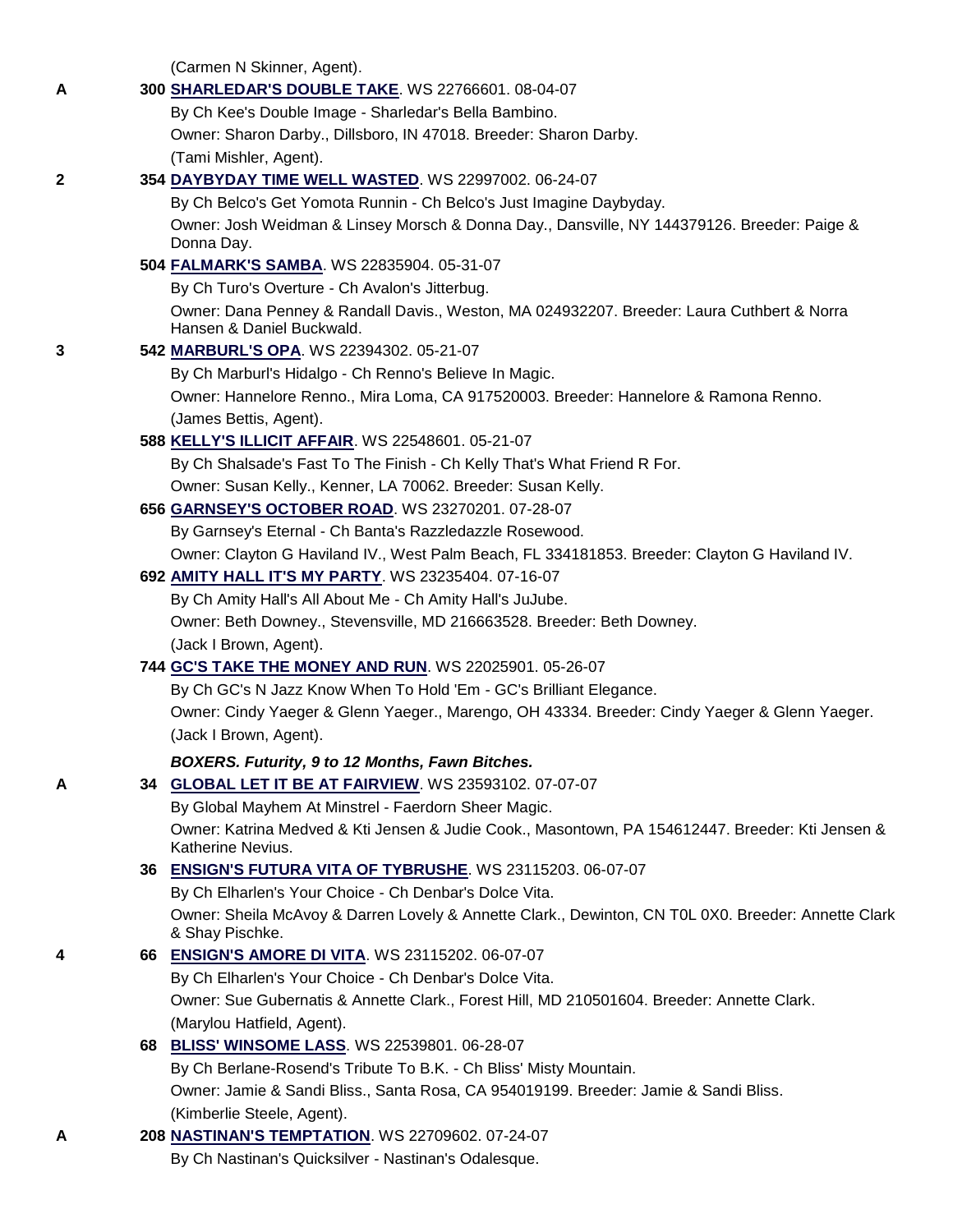(Carmen N Skinner, Agent).

A 300 **SHARLEDAR'S DOUBLE TAKE**. WS 22766601. 08-04-07
By Ch Kee's Double Image - Sharledar's Bella Bambino.
Owner: Sharon Darby., Dillsboro, IN 47018. Breeder: Sharon Darby.
(Tami Mishler, Agent).

2 354 **DAYBYDAY TIME WELL WASTED**. WS 22997002. 06-24-07
By Ch Belco's Get Yomota Runnin - Ch Belco's Just Imagine Daybyday.
Owner: Josh Weidman & Linsey Morsch & Donna Day., Dansville, NY 144379126. Breeder: Paige & Donna Day.

504 **FALMARK'S SAMBA**. WS 22835904. 05-31-07
By Ch Turo's Overture - Ch Avalon's Jitterbug.
Owner: Dana Penney & Randall Davis., Weston, MA 024932207. Breeder: Laura Cuthbert & Norra Hansen & Daniel Buckwald.

3 542 **MARBURL'S OPA**. WS 22394302. 05-21-07
By Ch Marburl's Hidalgo - Ch Renno's Believe In Magic.
Owner: Hannelore Renno., Mira Loma, CA 917520003. Breeder: Hannelore & Ramona Renno.
(James Bettis, Agent).

588 **KELLY'S ILLICIT AFFAIR**. WS 22548601. 05-21-07
By Ch Shalsade's Fast To The Finish - Ch Kelly That's What Friend R For.
Owner: Susan Kelly., Kenner, LA 70062. Breeder: Susan Kelly.

656 **GARNSEY'S OCTOBER ROAD**. WS 23270201. 07-28-07
By Garnsey's Eternal - Ch Banta's Razzledazzle Rosewood.
Owner: Clayton G Haviland IV., West Palm Beach, FL 334181853. Breeder: Clayton G Haviland IV.

692 **AMITY HALL IT'S MY PARTY**. WS 23235404. 07-16-07
By Ch Amity Hall's All About Me - Ch Amity Hall's JuJube.
Owner: Beth Downey., Stevensville, MD 216663528. Breeder: Beth Downey.
(Jack I Brown, Agent).

744 **GC'S TAKE THE MONEY AND RUN**. WS 22025901. 05-26-07
By Ch GC's N Jazz Know When To Hold 'Em - GC's Brilliant Elegance.
Owner: Cindy Yaeger & Glenn Yaeger., Marengo, OH 43334. Breeder: Cindy Yaeger & Glenn Yaeger.
(Jack I Brown, Agent).

***BOXERS. Futurity, 9 to 12 Months, Fawn Bitches.***

A 34 **GLOBAL LET IT BE AT FAIRVIEW**. WS 23593102. 07-07-07
By Global Mayhem At Minstrel - Faerdorn Sheer Magic.
Owner: Katrina Medved & Kti Jensen & Judie Cook., Masontown, PA 154612447. Breeder: Kti Jensen & Katherine Nevius.

36 **ENSIGN'S FUTURA VITA OF TYBRUSHE**. WS 23115203. 06-07-07
By Ch Elharlen's Your Choice - Ch Denbar's Dolce Vita.
Owner: Sheila McAvoy & Darren Lovely & Annette Clark., Dewinton, CN T0L 0X0. Breeder: Annette Clark & Shay Pischke.

4 66 **ENSIGN'S AMORE DI VITA**. WS 23115202. 06-07-07
By Ch Elharlen's Your Choice - Ch Denbar's Dolce Vita.
Owner: Sue Gubernatis & Annette Clark., Forest Hill, MD 210501604. Breeder: Annette Clark.
(Marylou Hatfield, Agent).

68 **BLISS' WINSOME LASS**. WS 22539801. 06-28-07
By Ch Berlane-Rosend's Tribute To B.K. - Ch Bliss' Misty Mountain.
Owner: Jamie & Sandi Bliss., Santa Rosa, CA 954019199. Breeder: Jamie & Sandi Bliss.
(Kimberlie Steele, Agent).

A 208 **NASTINAN'S TEMPTATION**. WS 22709602. 07-24-07
By Ch Nastinan's Quicksilver - Nastinan's Odalesque.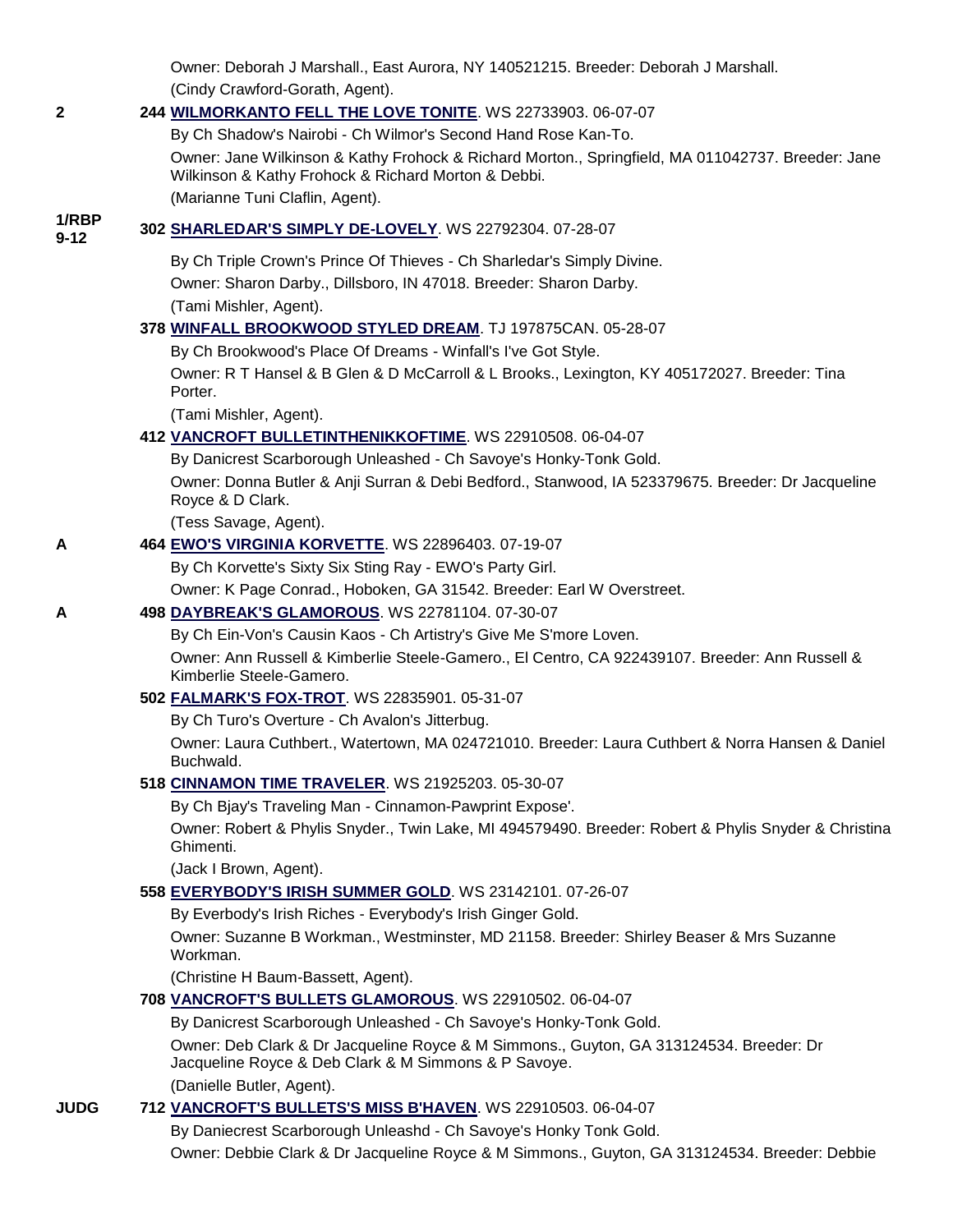Owner: Deborah J Marshall., East Aurora, NY 140521215. Breeder: Deborah J Marshall.
(Cindy Crawford-Gorath, Agent).

**2** 244 **WILMORKANTO FELL THE LOVE TONITE**. WS 22733903. 06-07-07
By Ch Shadow's Nairobi - Ch Wilmor's Second Hand Rose Kan-To.
Owner: Jane Wilkinson & Kathy Frohock & Richard Morton., Springfield, MA 011042737. Breeder: Jane Wilkinson & Kathy Frohock & Richard Morton & Debbi.
(Marianne Tuni Claflin, Agent).

**1/RBP 9-12** 302 **SHARLEDAR'S SIMPLY DE-LOVELY**. WS 22792304. 07-28-07
By Ch Triple Crown's Prince Of Thieves - Ch Sharledar's Simply Divine.
Owner: Sharon Darby., Dillsboro, IN 47018. Breeder: Sharon Darby.
(Tami Mishler, Agent).

378 **WINFALL BROOKWOOD STYLED DREAM**. TJ 197875CAN. 05-28-07
By Ch Brookwood's Place Of Dreams - Winfall's I've Got Style.
Owner: R T Hansel & B Glen & D McCarroll & L Brooks., Lexington, KY 405172027. Breeder: Tina Porter.
(Tami Mishler, Agent).

412 **VANCROFT BULLETINTHENIKKOFTIME**. WS 22910508. 06-04-07
By Danicrest Scarborough Unleashed - Ch Savoye's Honky-Tonk Gold.
Owner: Donna Butler & Anji Surran & Debi Bedford., Stanwood, IA 523379675. Breeder: Dr Jacqueline Royce & D Clark.
(Tess Savage, Agent).

**A** 464 **EWO'S VIRGINIA KORVETTE**. WS 22896403. 07-19-07
By Ch Korvette's Sixty Six Sting Ray - EWO's Party Girl.
Owner: K Page Conrad., Hoboken, GA 31542. Breeder: Earl W Overstreet.

**A** 498 **DAYBREAK'S GLAMOROUS**. WS 22781104. 07-30-07
By Ch Ein-Von's Causin Kaos - Ch Artistry's Give Me S'more Loven.
Owner: Ann Russell & Kimberlie Steele-Gamero., El Centro, CA 922439107. Breeder: Ann Russell & Kimberlie Steele-Gamero.

502 **FALMARK'S FOX-TROT**. WS 22835901. 05-31-07
By Ch Turo's Overture - Ch Avalon's Jitterbug.
Owner: Laura Cuthbert., Watertown, MA 024721010. Breeder: Laura Cuthbert & Norra Hansen & Daniel Buchwald.

518 **CINNAMON TIME TRAVELER**. WS 21925203. 05-30-07
By Ch Bjay's Traveling Man - Cinnamon-Pawprint Expose'.
Owner: Robert & Phylis Snyder., Twin Lake, MI 494579490. Breeder: Robert & Phylis Snyder & Christina Ghimenti.
(Jack I Brown, Agent).

558 **EVERYBODY'S IRISH SUMMER GOLD**. WS 23142101. 07-26-07
By Everbody's Irish Riches - Everybody's Irish Ginger Gold.
Owner: Suzanne B Workman., Westminster, MD 21158. Breeder: Shirley Beaser & Mrs Suzanne Workman.
(Christine H Baum-Bassett, Agent).

708 **VANCROFT'S BULLETS GLAMOROUS**. WS 22910502. 06-04-07
By Danicrest Scarborough Unleashed - Ch Savoye's Honky-Tonk Gold.
Owner: Deb Clark & Dr Jacqueline Royce & M Simmons., Guyton, GA 313124534. Breeder: Dr Jacqueline Royce & Deb Clark & M Simmons & P Savoye.
(Danielle Butler, Agent).

**JUDG** 712 **VANCROFT'S BULLETS'S MISS B'HAVEN**. WS 22910503. 06-04-07
By Daniecrest Scarborough Unleashd - Ch Savoye's Honky Tonk Gold.
Owner: Debbie Clark & Dr Jacqueline Royce & M Simmons., Guyton, GA 313124534. Breeder: Debbie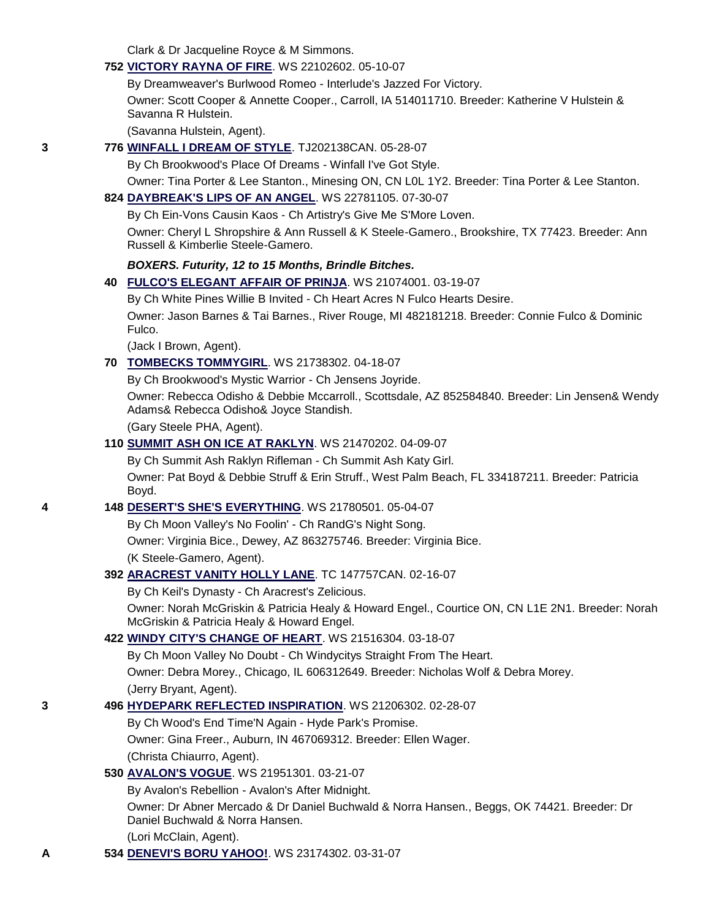Clark & Dr Jacqueline Royce & M Simmons.

**752 VICTORY RAYNA OF FIRE**. WS 22102602. 05-10-07

By Dreamweaver's Burlwood Romeo - Interlude's Jazzed For Victory.

Owner: Scott Cooper & Annette Cooper., Carroll, IA 514011710. Breeder: Katherine V Hulstein & Savanna R Hulstein.

(Savanna Hulstein, Agent).

3 **776 WINFALL I DREAM OF STYLE**. TJ202138CAN. 05-28-07

By Ch Brookwood's Place Of Dreams - Winfall I've Got Style.

Owner: Tina Porter & Lee Stanton., Minesing ON, CN L0L 1Y2. Breeder: Tina Porter & Lee Stanton.

**824 DAYBREAK'S LIPS OF AN ANGEL**. WS 22781105. 07-30-07

By Ch Ein-Vons Causin Kaos - Ch Artistry's Give Me S'More Loven.

Owner: Cheryl L Shropshire & Ann Russell & K Steele-Gamero., Brookshire, TX 77423. Breeder: Ann Russell & Kimberlie Steele-Gamero.

***BOXERS. Futurity, 12 to 15 Months, Brindle Bitches.***

**40 FULCO'S ELEGANT AFFAIR OF PRINJA**. WS 21074001. 03-19-07

By Ch White Pines Willie B Invited - Ch Heart Acres N Fulco Hearts Desire.

Owner: Jason Barnes & Tai Barnes., River Rouge, MI 482181218. Breeder: Connie Fulco & Dominic Fulco.

(Jack I Brown, Agent).

**70 TOMBECKS TOMMYGIRL**. WS 21738302. 04-18-07

By Ch Brookwood's Mystic Warrior - Ch Jensens Joyride.

Owner: Rebecca Odisho & Debbie Mccarroll., Scottsdale, AZ 852584840. Breeder: Lin Jensen& Wendy Adams& Rebecca Odisho& Joyce Standish.

(Gary Steele PHA, Agent).

**110 SUMMIT ASH ON ICE AT RAKLYN**. WS 21470202. 04-09-07

By Ch Summit Ash Raklyn Rifleman - Ch Summit Ash Katy Girl.

Owner: Pat Boyd & Debbie Struff & Erin Struff., West Palm Beach, FL 334187211. Breeder: Patricia Boyd.

4 **148 DESERT'S SHE'S EVERYTHING**. WS 21780501. 05-04-07

By Ch Moon Valley's No Foolin' - Ch RandG's Night Song.

Owner: Virginia Bice., Dewey, AZ 863275746. Breeder: Virginia Bice.

(K Steele-Gamero, Agent).

**392 ARACREST VANITY HOLLY LANE**. TC 147757CAN. 02-16-07

By Ch Keil's Dynasty - Ch Aracrest's Zelicious.

Owner: Norah McGriskin & Patricia Healy & Howard Engel., Courtice ON, CN L1E 2N1. Breeder: Norah McGriskin & Patricia Healy & Howard Engel.

**422 WINDY CITY'S CHANGE OF HEART**. WS 21516304. 03-18-07

By Ch Moon Valley No Doubt - Ch Windycitys Straight From The Heart.

Owner: Debra Morey., Chicago, IL 606312649. Breeder: Nicholas Wolf & Debra Morey.

(Jerry Bryant, Agent).

3 **496 HYDEPARK REFLECTED INSPIRATION**. WS 21206302. 02-28-07

By Ch Wood's End Time'N Again - Hyde Park's Promise.

Owner: Gina Freer., Auburn, IN 467069312. Breeder: Ellen Wager.

(Christa Chiaurro, Agent).

**530 AVALON'S VOGUE**. WS 21951301. 03-21-07

By Avalon's Rebellion - Avalon's After Midnight.

Owner: Dr Abner Mercado & Dr Daniel Buchwald & Norra Hansen., Beggs, OK 74421. Breeder: Dr Daniel Buchwald & Norra Hansen.

(Lori McClain, Agent).

A **534 DENEVI'S BORU YAHOO!**. WS 23174302. 03-31-07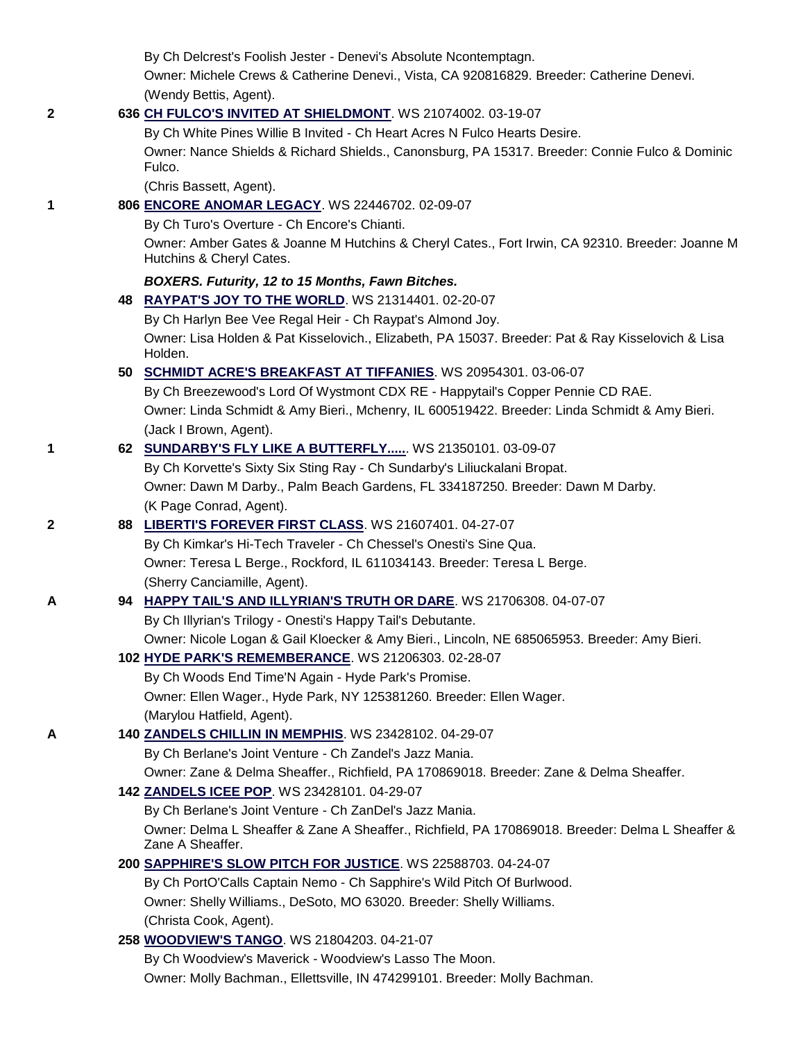By Ch Delcrest's Foolish Jester - Denevi's Absolute Ncontemptagn.

Owner: Michele Crews & Catherine Denevi., Vista, CA 920816829. Breeder: Catherine Denevi.

(Wendy Bettis, Agent).

**2** 636 **CH FULCO'S INVITED AT SHIELDMONT**. WS 21074002. 03-19-07

By Ch White Pines Willie B Invited - Ch Heart Acres N Fulco Hearts Desire.

Owner: Nance Shields & Richard Shields., Canonsburg, PA 15317. Breeder: Connie Fulco & Dominic Fulco.

(Chris Bassett, Agent).

**1** 806 **ENCORE ANOMAR LEGACY**. WS 22446702. 02-09-07

By Ch Turo's Overture - Ch Encore's Chianti.

Owner: Amber Gates & Joanne M Hutchins & Cheryl Cates., Fort Irwin, CA 92310. Breeder: Joanne M Hutchins & Cheryl Cates.

***BOXERS. Futurity, 12 to 15 Months, Fawn Bitches.***

48 **RAYPAT'S JOY TO THE WORLD**. WS 21314401. 02-20-07

By Ch Harlyn Bee Vee Regal Heir - Ch Raypat's Almond Joy.

Owner: Lisa Holden & Pat Kisselovich., Elizabeth, PA 15037. Breeder: Pat & Ray Kisselovich & Lisa Holden.

50 **SCHMIDT ACRE'S BREAKFAST AT TIFFANIES**. WS 20954301. 03-06-07

By Ch Breezewood's Lord Of Wystmont CDX RE - Happytail's Copper Pennie CD RAE.

Owner: Linda Schmidt & Amy Bieri., Mchenry, IL 600519422. Breeder: Linda Schmidt & Amy Bieri.

(Jack I Brown, Agent).

**1** 62 **SUNDARBY'S FLY LIKE A BUTTERFLY......**. WS 21350101. 03-09-07

By Ch Korvette's Sixty Six Sting Ray - Ch Sundarby's Liliuckalani Bropat.

Owner: Dawn M Darby., Palm Beach Gardens, FL 334187250. Breeder: Dawn M Darby.

(K Page Conrad, Agent).

**2** 88 **LIBERTI'S FOREVER FIRST CLASS**. WS 21607401. 04-27-07

By Ch Kimkar's Hi-Tech Traveler - Ch Chessel's Onesti's Sine Qua.

Owner: Teresa L Berge., Rockford, IL 611034143. Breeder: Teresa L Berge.

(Sherry Canciamille, Agent).

**A** 94 **HAPPY TAIL'S AND ILLYRIAN'S TRUTH OR DARE**. WS 21706308. 04-07-07

By Ch Illyrian's Trilogy - Onesti's Happy Tail's Debutante.

Owner: Nicole Logan & Gail Kloecker & Amy Bieri., Lincoln, NE 685065953. Breeder: Amy Bieri.

102 **HYDE PARK'S REMEMBERANCE**. WS 21206303. 02-28-07

By Ch Woods End Time'N Again - Hyde Park's Promise.

Owner: Ellen Wager., Hyde Park, NY 125381260. Breeder: Ellen Wager.

(Marylou Hatfield, Agent).

**A** 140 **ZANDELS CHILLIN IN MEMPHIS**. WS 23428102. 04-29-07

By Ch Berlane's Joint Venture - Ch Zandel's Jazz Mania.

Owner: Zane & Delma Sheaffer., Richfield, PA 170869018. Breeder: Zane & Delma Sheaffer.

142 **ZANDELS ICEE POP**. WS 23428101. 04-29-07

By Ch Berlane's Joint Venture - Ch ZanDel's Jazz Mania.

Owner: Delma L Sheaffer & Zane A Sheaffer., Richfield, PA 170869018. Breeder: Delma L Sheaffer & Zane A Sheaffer.

200 **SAPPHIRE'S SLOW PITCH FOR JUSTICE**. WS 22588703. 04-24-07

By Ch PortO'Calls Captain Nemo - Ch Sapphire's Wild Pitch Of Burlwood.

Owner: Shelly Williams., DeSoto, MO 63020. Breeder: Shelly Williams.

(Christa Cook, Agent).

258 **WOODVIEW'S TANGO**. WS 21804203. 04-21-07

By Ch Woodview's Maverick - Woodview's Lasso The Moon.

Owner: Molly Bachman., Ellettsville, IN 474299101. Breeder: Molly Bachman.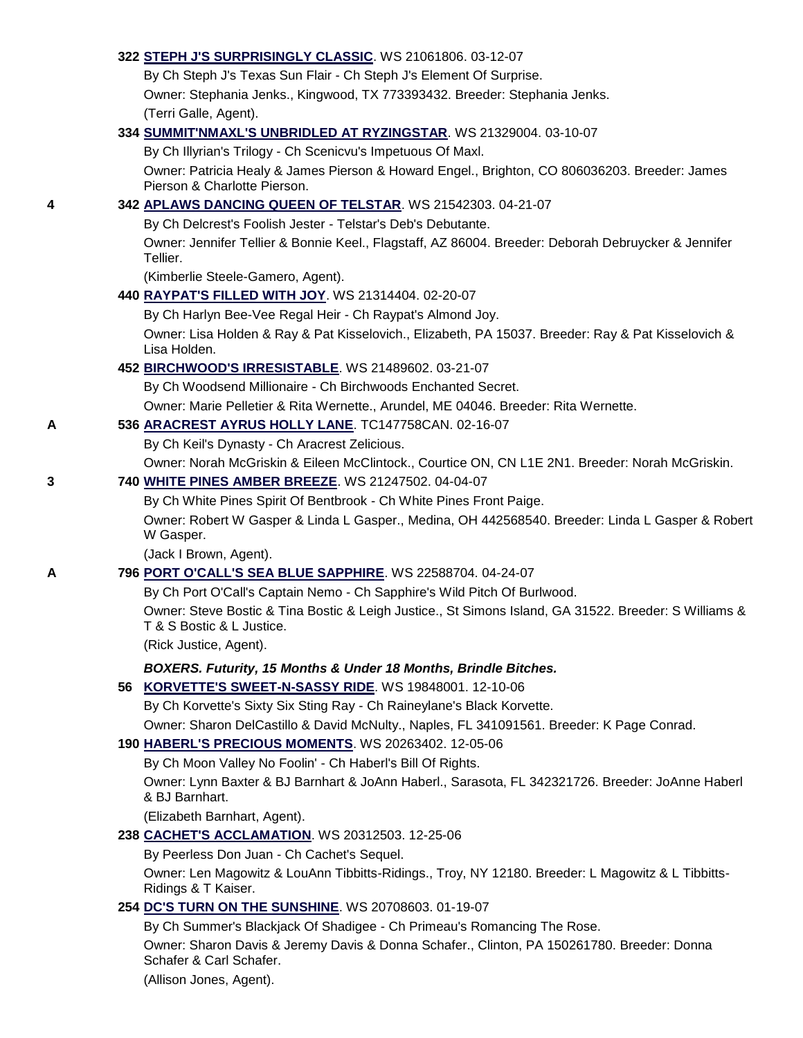**322 STEPH J'S SURPRISINGLY CLASSIC**. WS 21061806. 03-12-07

By Ch Steph J's Texas Sun Flair - Ch Steph J's Element Of Surprise.

Owner: Stephania Jenks., Kingwood, TX 773393432. Breeder: Stephania Jenks.

(Terri Galle, Agent).

**334 SUMMIT'NMAXL'S UNBRIDLED AT RYZINGSTAR**. WS 21329004. 03-10-07

By Ch Illyrian's Trilogy - Ch Scenicvu's Impetuous Of Maxl.

Owner: Patricia Healy & James Pierson & Howard Engel., Brighton, CO 806036203. Breeder: James Pierson & Charlotte Pierson.

4 **342 APLAWS DANCING QUEEN OF TELSTAR**. WS 21542303. 04-21-07

By Ch Delcrest's Foolish Jester - Telstar's Deb's Debutante.

Owner: Jennifer Tellier & Bonnie Keel., Flagstaff, AZ 86004. Breeder: Deborah Debruycker & Jennifer Tellier.

(Kimberlie Steele-Gamero, Agent).

**440 RAYPAT'S FILLED WITH JOY**. WS 21314404. 02-20-07

By Ch Harlyn Bee-Vee Regal Heir - Ch Raypat's Almond Joy.

Owner: Lisa Holden & Ray & Pat Kisselovich., Elizabeth, PA 15037. Breeder: Ray & Pat Kisselovich & Lisa Holden.

**452 BIRCHWOOD'S IRRESISTABLE**. WS 21489602. 03-21-07

By Ch Woodsend Millionaire - Ch Birchwoods Enchanted Secret.

Owner: Marie Pelletier & Rita Wernette., Arundel, ME 04046. Breeder: Rita Wernette.

A **536 ARACREST AYRUS HOLLY LANE**. TC147758CAN. 02-16-07

By Ch Keil's Dynasty - Ch Aracrest Zelicious.

Owner: Norah McGriskin & Eileen McClintock., Courtice ON, CN L1E 2N1. Breeder: Norah McGriskin.

3 **740 WHITE PINES AMBER BREEZE**. WS 21247502. 04-04-07

By Ch White Pines Spirit Of Bentbrook - Ch White Pines Front Paige.

Owner: Robert W Gasper & Linda L Gasper., Medina, OH 442568540. Breeder: Linda L Gasper & Robert W Gasper.

(Jack I Brown, Agent).

A **796 PORT O'CALL'S SEA BLUE SAPPHIRE**. WS 22588704. 04-24-07

By Ch Port O'Call's Captain Nemo - Ch Sapphire's Wild Pitch Of Burlwood.

Owner: Steve Bostic & Tina Bostic & Leigh Justice., St Simons Island, GA 31522. Breeder: S Williams & T & S Bostic & L Justice.

(Rick Justice, Agent).

***BOXERS. Futurity, 15 Months & Under 18 Months, Brindle Bitches.***

**56 KORVETTE'S SWEET-N-SASSY RIDE**. WS 19848001. 12-10-06

By Ch Korvette's Sixty Six Sting Ray - Ch Raineylane's Black Korvette.

Owner: Sharon DelCastillo & David McNulty., Naples, FL 341091561. Breeder: K Page Conrad.

**190 HABERL'S PRECIOUS MOMENTS**. WS 20263402. 12-05-06

By Ch Moon Valley No Foolin' - Ch Haberl's Bill Of Rights.

Owner: Lynn Baxter & BJ Barnhart & JoAnn Haberl., Sarasota, FL 342321726. Breeder: JoAnne Haberl & BJ Barnhart.

(Elizabeth Barnhart, Agent).

**238 CACHET'S ACCLAMATION**. WS 20312503. 12-25-06

By Peerless Don Juan - Ch Cachet's Sequel.

Owner: Len Magowitz & LouAnn Tibbitts-Ridings., Troy, NY 12180. Breeder: L Magowitz & L Tibbitts-Ridings & T Kaiser.

**254 DC'S TURN ON THE SUNSHINE**. WS 20708603. 01-19-07

By Ch Summer's Blackjack Of Shadigee - Ch Primeau's Romancing The Rose.

Owner: Sharon Davis & Jeremy Davis & Donna Schafer., Clinton, PA 150261780. Breeder: Donna Schafer & Carl Schafer.

(Allison Jones, Agent).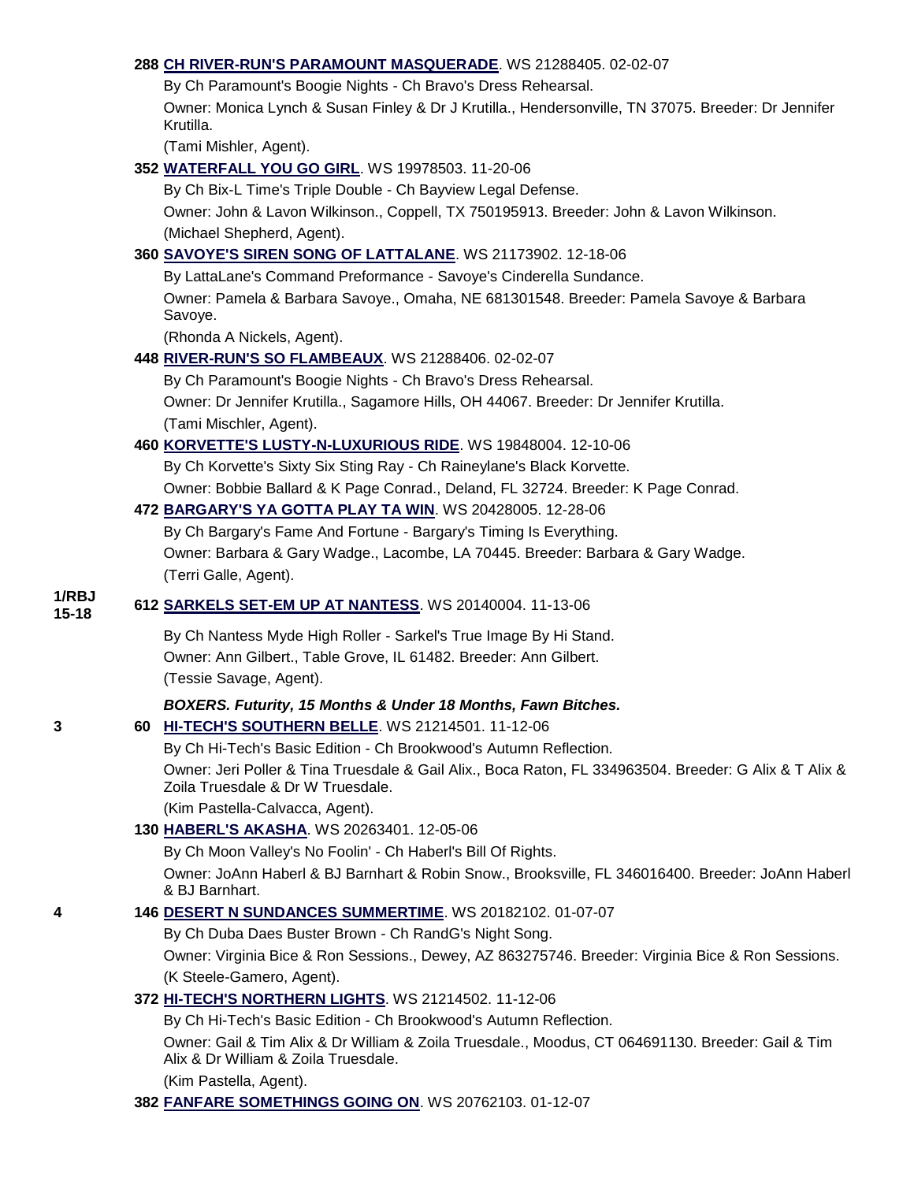**288 CH RIVER-RUN'S PARAMOUNT MASQUERADE**. WS 21288405. 02-02-07

By Ch Paramount's Boogie Nights - Ch Bravo's Dress Rehearsal.

Owner: Monica Lynch & Susan Finley & Dr J Krutilla., Hendersonville, TN 37075. Breeder: Dr Jennifer Krutilla.

(Tami Mishler, Agent).

**352 WATERFALL YOU GO GIRL**. WS 19978503. 11-20-06

By Ch Bix-L Time's Triple Double - Ch Bayview Legal Defense.

Owner: John & Lavon Wilkinson., Coppell, TX 750195913. Breeder: John & Lavon Wilkinson.

(Michael Shepherd, Agent).

**360 SAVOYE'S SIREN SONG OF LATTALANE**. WS 21173902. 12-18-06

By LattaLane's Command Preformance - Savoye's Cinderella Sundance.

Owner: Pamela & Barbara Savoye., Omaha, NE 681301548. Breeder: Pamela Savoye & Barbara Savoye.

(Rhonda A Nickels, Agent).

**448 RIVER-RUN'S SO FLAMBEAUX**. WS 21288406. 02-02-07

By Ch Paramount's Boogie Nights - Ch Bravo's Dress Rehearsal.

Owner: Dr Jennifer Krutilla., Sagamore Hills, OH 44067. Breeder: Dr Jennifer Krutilla.

(Tami Mischler, Agent).

**460 KORVETTE'S LUSTY-N-LUXURIOUS RIDE**. WS 19848004. 12-10-06

By Ch Korvette's Sixty Six Sting Ray - Ch Raineylane's Black Korvette.

Owner: Bobbie Ballard & K Page Conrad., Deland, FL 32724. Breeder: K Page Conrad.

**472 BARGARY'S YA GOTTA PLAY TA WIN**. WS 20428005. 12-28-06

By Ch Bargary's Fame And Fortune - Bargary's Timing Is Everything.

Owner: Barbara & Gary Wadge., Lacombe, LA 70445. Breeder: Barbara & Gary Wadge.

(Terri Galle, Agent).

1/RBJ 15-18 **612 SARKELS SET-EM UP AT NANTESS**. WS 20140004. 11-13-06

By Ch Nantess Myde High Roller - Sarkel's True Image By Hi Stand.

Owner: Ann Gilbert., Table Grove, IL 61482. Breeder: Ann Gilbert.

(Tessie Savage, Agent).

***BOXERS. Futurity, 15 Months & Under 18 Months, Fawn Bitches.***

3 **60 HI-TECH'S SOUTHERN BELLE**. WS 21214501. 11-12-06

By Ch Hi-Tech's Basic Edition - Ch Brookwood's Autumn Reflection.

Owner: Jeri Poller & Tina Truesdale & Gail Alix., Boca Raton, FL 334963504. Breeder: G Alix & T Alix & Zoila Truesdale & Dr W Truesdale.

(Kim Pastella-Calvacca, Agent).

**130 HABERL'S AKASHA**. WS 20263401. 12-05-06

By Ch Moon Valley's No Foolin' - Ch Haberl's Bill Of Rights.

Owner: JoAnn Haberl & BJ Barnhart & Robin Snow., Brooksville, FL 346016400. Breeder: JoAnn Haberl & BJ Barnhart.

4 **146 DESERT N SUNDANCES SUMMERTIME**. WS 20182102. 01-07-07

By Ch Duba Daes Buster Brown - Ch RandG's Night Song.

Owner: Virginia Bice & Ron Sessions., Dewey, AZ 863275746. Breeder: Virginia Bice & Ron Sessions.

(K Steele-Gamero, Agent).

**372 HI-TECH'S NORTHERN LIGHTS**. WS 21214502. 11-12-06

By Ch Hi-Tech's Basic Edition - Ch Brookwood's Autumn Reflection.

Owner: Gail & Tim Alix & Dr William & Zoila Truesdale., Moodus, CT 064691130. Breeder: Gail & Tim Alix & Dr William & Zoila Truesdale.

(Kim Pastella, Agent).

**382 FANFARE SOMETHINGS GOING ON**. WS 20762103. 01-12-07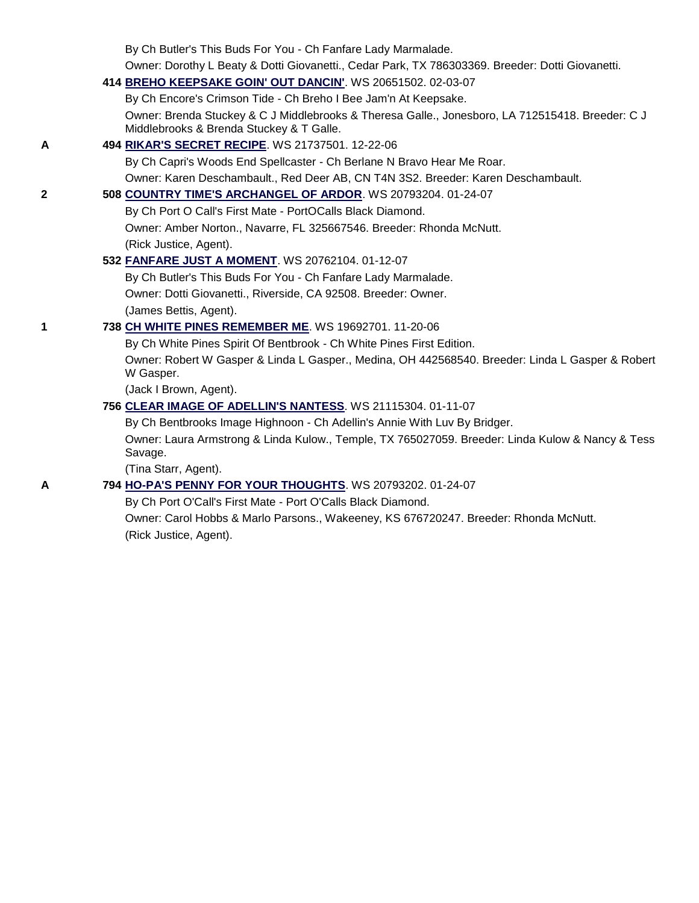By Ch Butler's This Buds For You - Ch Fanfare Lady Marmalade.

Owner: Dorothy L Beaty & Dotti Giovanetti., Cedar Park, TX 786303369. Breeder: Dotti Giovanetti.

**414 BREHO KEEPSAKE GOIN' OUT DANCIN'**. WS 20651502. 02-03-07

By Ch Encore's Crimson Tide - Ch Breho I Bee Jam'n At Keepsake.

Owner: Brenda Stuckey & C J Middlebrooks & Theresa Galle., Jonesboro, LA 712515418. Breeder: C J Middlebrooks & Brenda Stuckey & T Galle.

A **494 RIKAR'S SECRET RECIPE**. WS 21737501. 12-22-06

By Ch Capri's Woods End Spellcaster - Ch Berlane N Bravo Hear Me Roar.

Owner: Karen Deschambault., Red Deer AB, CN T4N 3S2. Breeder: Karen Deschambault.

2 **508 COUNTRY TIME'S ARCHANGEL OF ARDOR**. WS 20793204. 01-24-07

By Ch Port O Call's First Mate - PortOCalls Black Diamond.

Owner: Amber Norton., Navarre, FL 325667546. Breeder: Rhonda McNutt.

(Rick Justice, Agent).

**532 FANFARE JUST A MOMENT**. WS 20762104. 01-12-07

By Ch Butler's This Buds For You - Ch Fanfare Lady Marmalade.

Owner: Dotti Giovanetti., Riverside, CA 92508. Breeder: Owner.

(James Bettis, Agent).

1 **738 CH WHITE PINES REMEMBER ME**. WS 19692701. 11-20-06

By Ch White Pines Spirit Of Bentbrook - Ch White Pines First Edition.

Owner: Robert W Gasper & Linda L Gasper., Medina, OH 442568540. Breeder: Linda L Gasper & Robert W Gasper.

(Jack I Brown, Agent).

**756 CLEAR IMAGE OF ADELLIN'S NANTESS**. WS 21115304. 01-11-07

By Ch Bentbrooks Image Highnoon - Ch Adellin's Annie With Luv By Bridger.

Owner: Laura Armstrong & Linda Kulow., Temple, TX 765027059. Breeder: Linda Kulow & Nancy & Tess Savage.

(Tina Starr, Agent).

A **794 HO-PA'S PENNY FOR YOUR THOUGHTS**. WS 20793202. 01-24-07

By Ch Port O'Call's First Mate - Port O'Calls Black Diamond.

Owner: Carol Hobbs & Marlo Parsons., Wakeeney, KS 676720247. Breeder: Rhonda McNutt.

(Rick Justice, Agent).